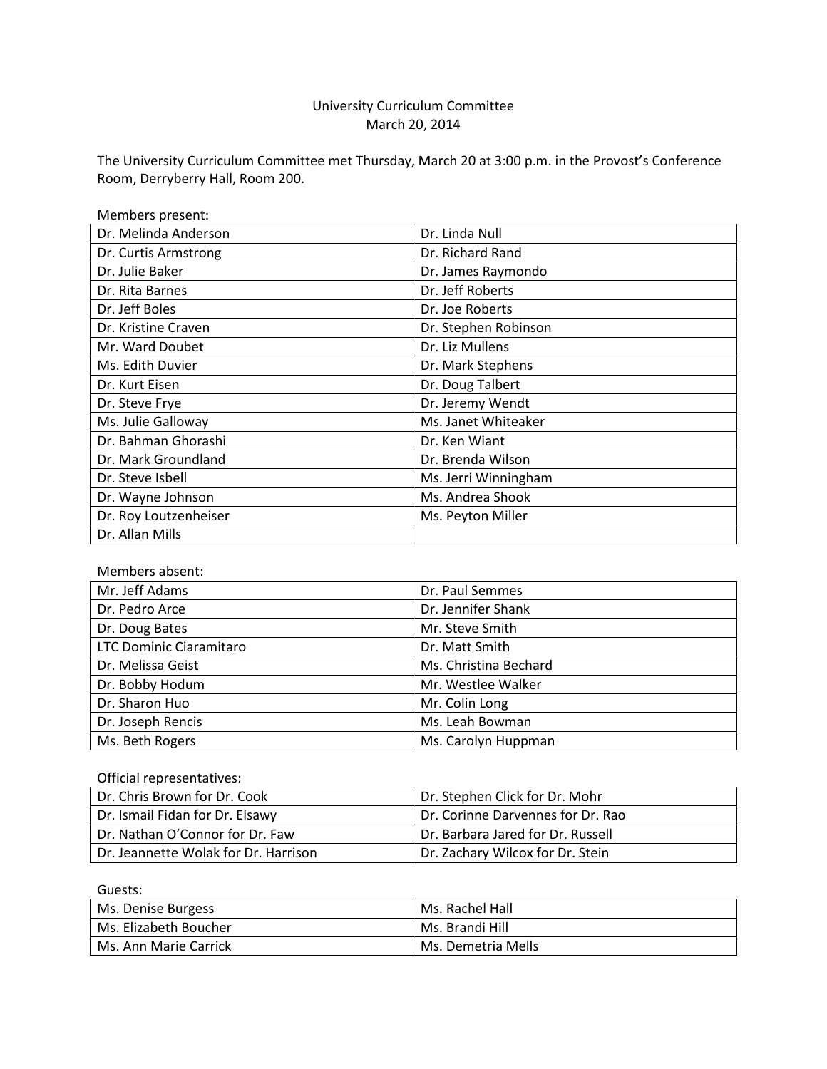# University Curriculum Committee
March 20, 2014

The University Curriculum Committee met Thursday, March 20 at 3:00 p.m. in the Provost's Conference Room, Derryberry Hall, Room 200.

Members present:

| | |
|---|---|
| Dr. Melinda Anderson | Dr. Linda Null |
| Dr. Curtis Armstrong | Dr. Richard Rand |
| Dr. Julie Baker | Dr. James Raymondo |
| Dr. Rita Barnes | Dr. Jeff Roberts |
| Dr. Jeff Boles | Dr. Joe Roberts |
| Dr. Kristine Craven | Dr. Stephen Robinson |
| Mr. Ward Doubet | Dr. Liz Mullens |
| Ms. Edith Duvier | Dr. Mark Stephens |
| Dr. Kurt Eisen | Dr. Doug Talbert |
| Dr. Steve Frye | Dr. Jeremy Wendt |
| Ms. Julie Galloway | Ms. Janet Whiteaker |
| Dr. Bahman Ghorashi | Dr. Ken Wiant |
| Dr. Mark Groundland | Dr. Brenda Wilson |
| Dr. Steve Isbell | Ms. Jerri Winningham |
| Dr. Wayne Johnson | Ms. Andrea Shook |
| Dr. Roy Loutzenheiser | Ms. Peyton Miller |
| Dr. Allan Mills | |

Members absent:

| | |
|---|---|
| Mr. Jeff Adams | Dr. Paul Semmes |
| Dr. Pedro Arce | Dr. Jennifer Shank |
| Dr. Doug Bates | Mr. Steve Smith |
| LTC Dominic Ciaramitaro | Dr. Matt Smith |
| Dr. Melissa Geist | Ms. Christina Bechard |
| Dr. Bobby Hodum | Mr. Westlee Walker |
| Dr. Sharon Huo | Mr. Colin Long |
| Dr. Joseph Rencis | Ms. Leah Bowman |
| Ms. Beth Rogers | Ms. Carolyn Huppman |

Official representatives:

| | |
|---|---|
| Dr. Chris Brown for Dr. Cook | Dr. Stephen Click for Dr. Mohr |
| Dr. Ismail Fidan for Dr. Elsawy | Dr. Corinne Darvennes for Dr. Rao |
| Dr. Nathan O'Connor for Dr. Faw | Dr. Barbara Jared for Dr. Russell |
| Dr. Jeannette Wolak for Dr. Harrison | Dr. Zachary Wilcox for Dr. Stein |

Guests:

| | |
|---|---|
| Ms. Denise Burgess | Ms. Rachel Hall |
| Ms. Elizabeth Boucher | Ms. Brandi Hill |
| Ms. Ann Marie Carrick | Ms. Demetria Mells |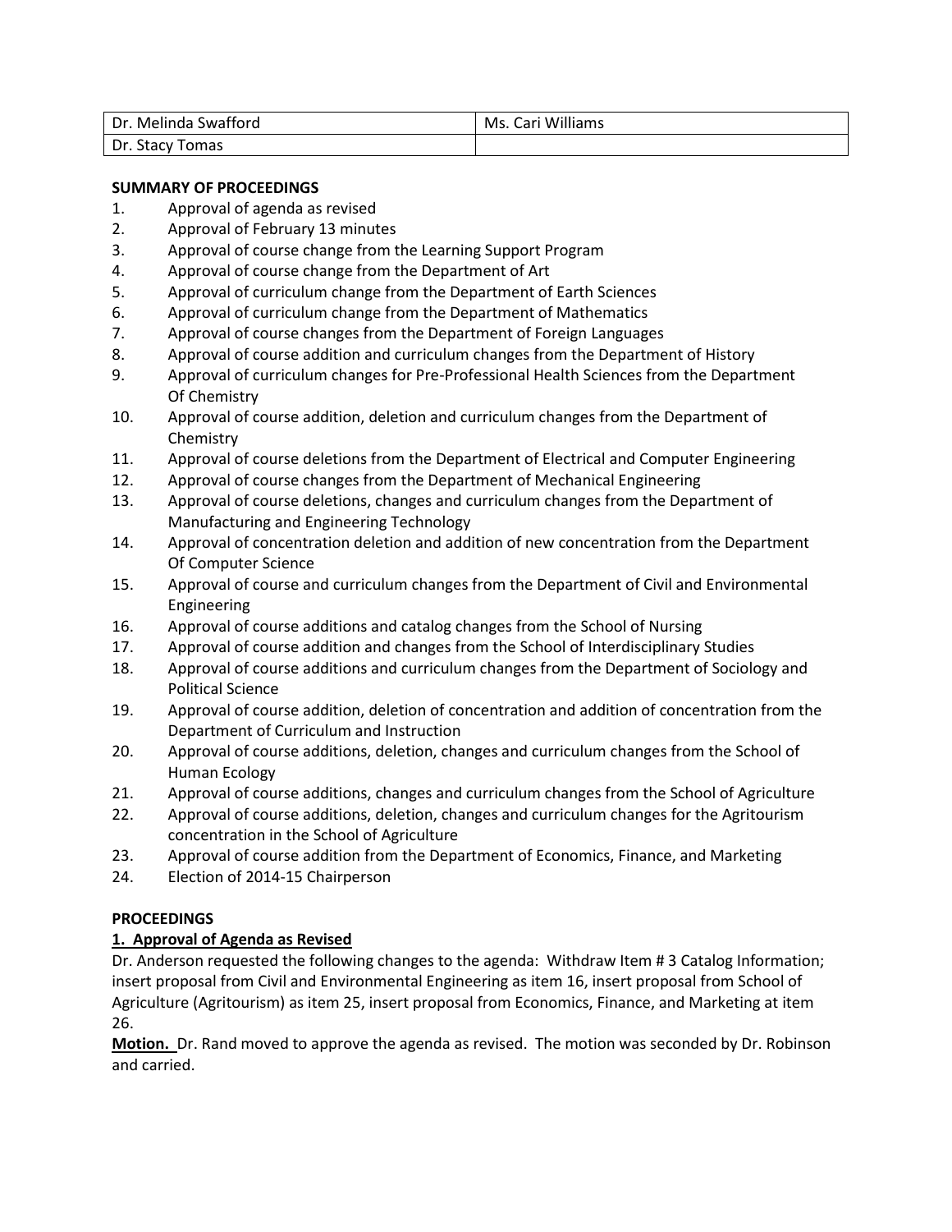| Dr. Melinda Swafford | Ms. Cari Williams |
| --- | --- |
| Dr. Stacy Tomas | |

**SUMMARY OF PROCEEDINGS**

1. Approval of agenda as revised
2. Approval of February 13 minutes
3. Approval of course change from the Learning Support Program
4. Approval of course change from the Department of Art
5. Approval of curriculum change from the Department of Earth Sciences
6. Approval of curriculum change from the Department of Mathematics
7. Approval of course changes from the Department of Foreign Languages
8. Approval of course addition and curriculum changes from the Department of History
9. Approval of curriculum changes for Pre-Professional Health Sciences from the Department Of Chemistry
10. Approval of course addition, deletion and curriculum changes from the Department of Chemistry
11. Approval of course deletions from the Department of Electrical and Computer Engineering
12. Approval of course changes from the Department of Mechanical Engineering
13. Approval of course deletions, changes and curriculum changes from the Department of Manufacturing and Engineering Technology
14. Approval of concentration deletion and addition of new concentration from the Department Of Computer Science
15. Approval of course and curriculum changes from the Department of Civil and Environmental Engineering
16. Approval of course additions and catalog changes from the School of Nursing
17. Approval of course addition and changes from the School of Interdisciplinary Studies
18. Approval of course additions and curriculum changes from the Department of Sociology and Political Science
19. Approval of course addition, deletion of concentration and addition of concentration from the Department of Curriculum and Instruction
20. Approval of course additions, deletion, changes and curriculum changes from the School of Human Ecology
21. Approval of course additions, changes and curriculum changes from the School of Agriculture
22. Approval of course additions, deletion, changes and curriculum changes for the Agritourism concentration in the School of Agriculture
23. Approval of course addition from the Department of Economics, Finance, and Marketing
24. Election of 2014-15 Chairperson

**PROCEEDINGS**

**1. Approval of Agenda as Revised**

Dr. Anderson requested the following changes to the agenda: Withdraw Item # 3 Catalog Information; insert proposal from Civil and Environmental Engineering as item 16, insert proposal from School of Agriculture (Agritourism) as item 25, insert proposal from Economics, Finance, and Marketing at item 26.

**Motion.** Dr. Rand moved to approve the agenda as revised. The motion was seconded by Dr. Robinson and carried.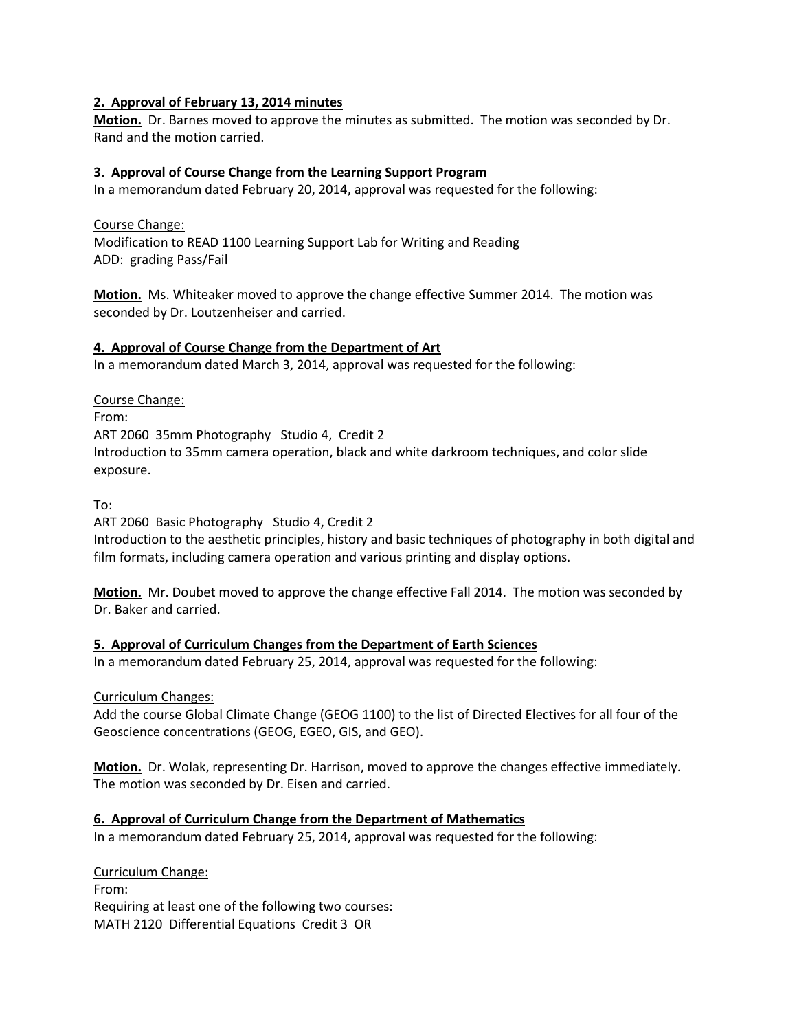**2. Approval of February 13, 2014 minutes**

**Motion.** Dr. Barnes moved to approve the minutes as submitted. The motion was seconded by Dr. Rand and the motion carried.

**3. Approval of Course Change from the Learning Support Program**

In a memorandum dated February 20, 2014, approval was requested for the following:

Course Change:
Modification to READ 1100 Learning Support Lab for Writing and Reading
ADD: grading Pass/Fail

**Motion.** Ms. Whiteaker moved to approve the change effective Summer 2014. The motion was seconded by Dr. Loutzenheiser and carried.

**4. Approval of Course Change from the Department of Art**

In a memorandum dated March 3, 2014, approval was requested for the following:

Course Change:
From:
ART 2060 35mm Photography Studio 4, Credit 2
Introduction to 35mm camera operation, black and white darkroom techniques, and color slide exposure.

To:
ART 2060 Basic Photography Studio 4, Credit 2
Introduction to the aesthetic principles, history and basic techniques of photography in both digital and film formats, including camera operation and various printing and display options.

**Motion.** Mr. Doubet moved to approve the change effective Fall 2014. The motion was seconded by Dr. Baker and carried.

**5. Approval of Curriculum Changes from the Department of Earth Sciences**

In a memorandum dated February 25, 2014, approval was requested for the following:

Curriculum Changes:
Add the course Global Climate Change (GEOG 1100) to the list of Directed Electives for all four of the Geoscience concentrations (GEOG, EGEO, GIS, and GEO).

**Motion.** Dr. Wolak, representing Dr. Harrison, moved to approve the changes effective immediately. The motion was seconded by Dr. Eisen and carried.

**6. Approval of Curriculum Change from the Department of Mathematics**

In a memorandum dated February 25, 2014, approval was requested for the following:

Curriculum Change:
From:
Requiring at least one of the following two courses:
MATH 2120 Differential Equations Credit 3 OR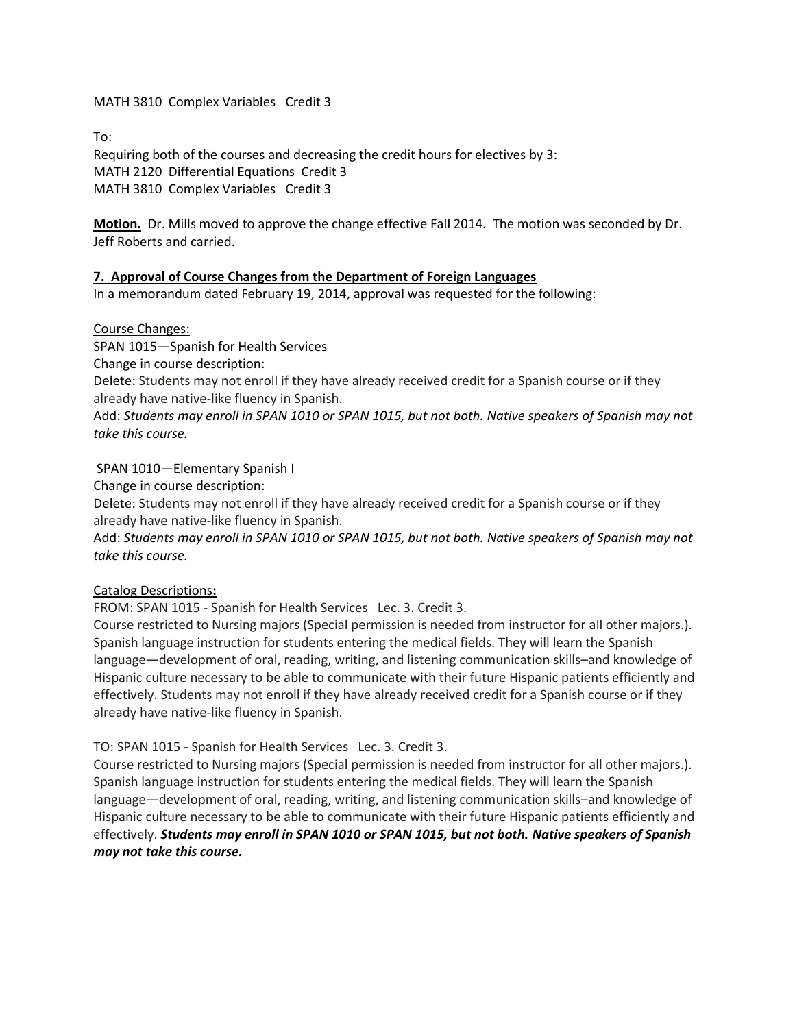MATH 3810 Complex Variables Credit 3

To:
Requiring both of the courses and decreasing the credit hours for electives by 3:
MATH 2120 Differential Equations Credit 3
MATH 3810 Complex Variables Credit 3

**Motion.** Dr. Mills moved to approve the change effective Fall 2014. The motion was seconded by Dr. Jeff Roberts and carried.

**7. Approval of Course Changes from the Department of Foreign Languages**

In a memorandum dated February 19, 2014, approval was requested for the following:

Course Changes:
SPAN 1015—Spanish for Health Services
Change in course description:
Delete: Students may not enroll if they have already received credit for a Spanish course or if they already have native-like fluency in Spanish.
Add: *Students may enroll in SPAN 1010 or SPAN 1015, but not both. Native speakers of Spanish may not take this course.*

SPAN 1010—Elementary Spanish I
Change in course description:
Delete: Students may not enroll if they have already received credit for a Spanish course or if they already have native-like fluency in Spanish.
Add: *Students may enroll in SPAN 1010 or SPAN 1015, but not both. Native speakers of Spanish may not take this course.*

Catalog Descriptions**:**

FROM: SPAN 1015 - Spanish for Health Services Lec. 3. Credit 3.
Course restricted to Nursing majors (Special permission is needed from instructor for all other majors.). Spanish language instruction for students entering the medical fields. They will learn the Spanish language—development of oral, reading, writing, and listening communication skills–and knowledge of Hispanic culture necessary to be able to communicate with their future Hispanic patients efficiently and effectively. Students may not enroll if they have already received credit for a Spanish course or if they already have native-like fluency in Spanish.

TO: SPAN 1015 - Spanish for Health Services Lec. 3. Credit 3.
Course restricted to Nursing majors (Special permission is needed from instructor for all other majors.). Spanish language instruction for students entering the medical fields. They will learn the Spanish language—development of oral, reading, writing, and listening communication skills–and knowledge of Hispanic culture necessary to be able to communicate with their future Hispanic patients efficiently and effectively. ***Students may enroll in SPAN 1010 or SPAN 1015, but not both. Native speakers of Spanish may not take this course.***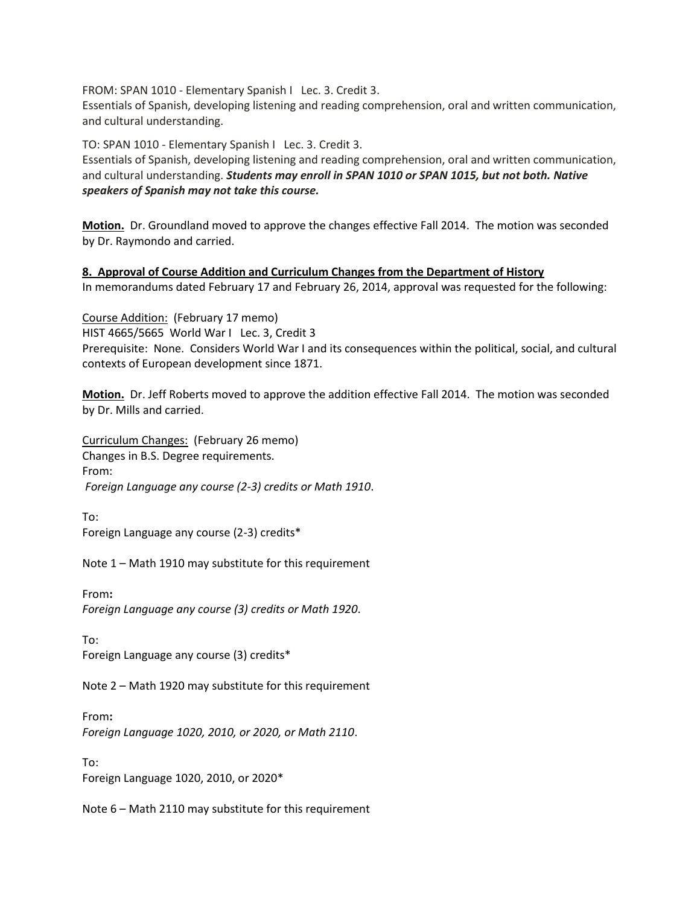FROM: SPAN 1010 - Elementary Spanish I   Lec. 3. Credit 3.
Essentials of Spanish, developing listening and reading comprehension, oral and written communication, and cultural understanding.

TO: SPAN 1010 - Elementary Spanish I   Lec. 3. Credit 3.
Essentials of Spanish, developing listening and reading comprehension, oral and written communication, and cultural understanding. ***Students may enroll in SPAN 1010 or SPAN 1015, but not both. Native speakers of Spanish may not take this course.***

**Motion.** Dr. Groundland moved to approve the changes effective Fall 2014. The motion was seconded by Dr. Raymondo and carried.

**8. Approval of Course Addition and Curriculum Changes from the Department of History**

In memorandums dated February 17 and February 26, 2014, approval was requested for the following:

Course Addition: (February 17 memo)
HIST 4665/5665 World War I   Lec. 3, Credit 3
Prerequisite: None. Considers World War I and its consequences within the political, social, and cultural contexts of European development since 1871.

**Motion.** Dr. Jeff Roberts moved to approve the addition effective Fall 2014. The motion was seconded by Dr. Mills and carried.

Curriculum Changes: (February 26 memo)
Changes in B.S. Degree requirements.
From:
*Foreign Language any course (2-3) credits or Math 1910*.

To:
Foreign Language any course (2-3) credits*

Note 1 – Math 1910 may substitute for this requirement

From:
*Foreign Language any course (3) credits or Math 1920*.

To:
Foreign Language any course (3) credits*

Note 2 – Math 1920 may substitute for this requirement

From:
*Foreign Language 1020, 2010, or 2020, or Math 2110*.

To:
Foreign Language 1020, 2010, or 2020*

Note 6 – Math 2110 may substitute for this requirement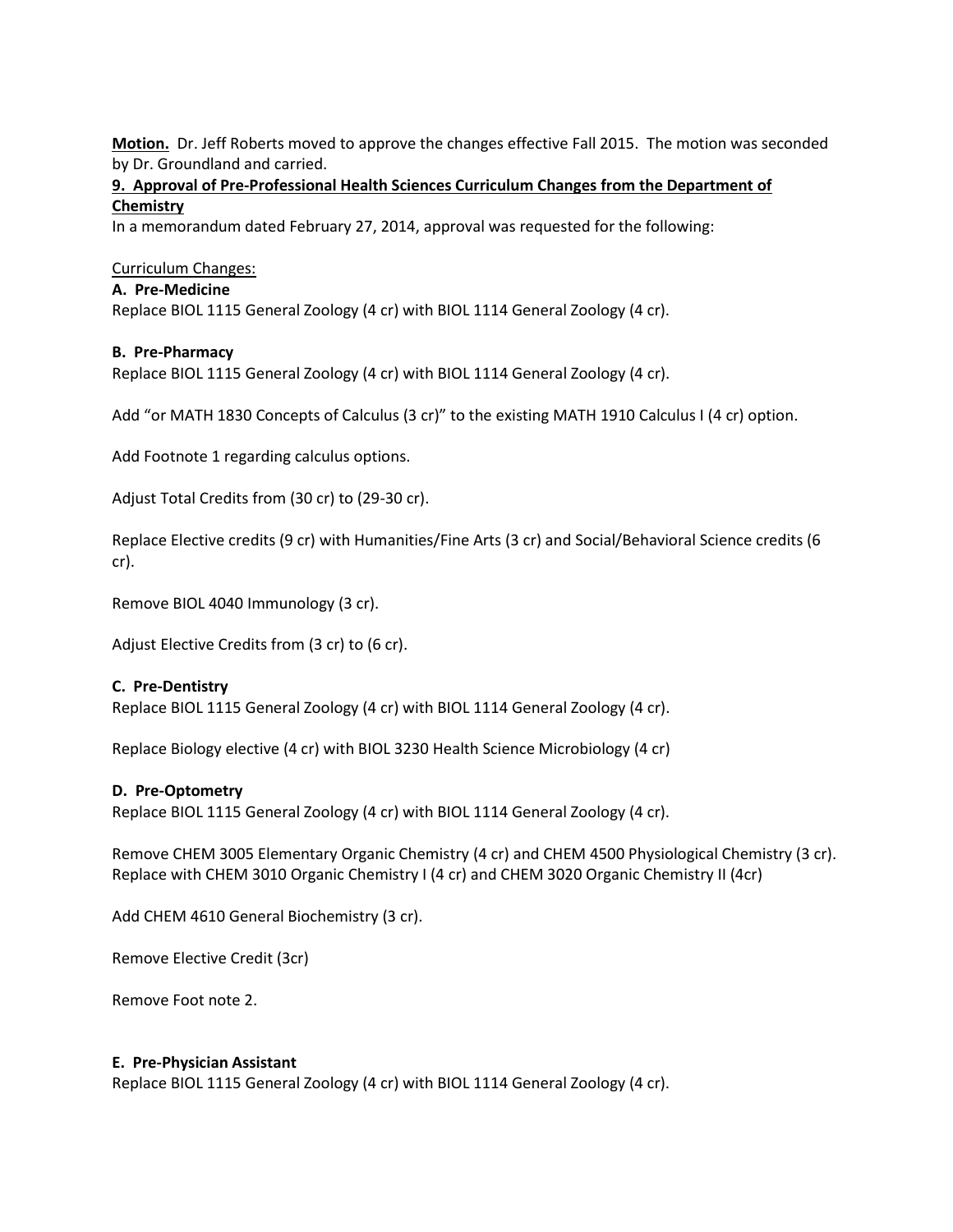**Motion.** Dr. Jeff Roberts moved to approve the changes effective Fall 2015. The motion was seconded by Dr. Groundland and carried.

**9. Approval of Pre-Professional Health Sciences Curriculum Changes from the Department of Chemistry**

In a memorandum dated February 27, 2014, approval was requested for the following:

Curriculum Changes:

**A. Pre-Medicine**

Replace BIOL 1115 General Zoology (4 cr) with BIOL 1114 General Zoology (4 cr).

**B. Pre-Pharmacy**

Replace BIOL 1115 General Zoology (4 cr) with BIOL 1114 General Zoology (4 cr).

Add "or MATH 1830 Concepts of Calculus (3 cr)" to the existing MATH 1910 Calculus I (4 cr) option.

Add Footnote 1 regarding calculus options.

Adjust Total Credits from (30 cr) to (29-30 cr).

Replace Elective credits (9 cr) with Humanities/Fine Arts (3 cr) and Social/Behavioral Science credits (6 cr).

Remove BIOL 4040 Immunology (3 cr).

Adjust Elective Credits from (3 cr) to (6 cr).

**C. Pre-Dentistry**

Replace BIOL 1115 General Zoology (4 cr) with BIOL 1114 General Zoology (4 cr).

Replace Biology elective (4 cr) with BIOL 3230 Health Science Microbiology (4 cr)

**D. Pre-Optometry**

Replace BIOL 1115 General Zoology (4 cr) with BIOL 1114 General Zoology (4 cr).

Remove CHEM 3005 Elementary Organic Chemistry (4 cr) and CHEM 4500 Physiological Chemistry (3 cr). Replace with CHEM 3010 Organic Chemistry I (4 cr) and CHEM 3020 Organic Chemistry II (4cr)

Add CHEM 4610 General Biochemistry (3 cr).

Remove Elective Credit (3cr)

Remove Foot note 2.

**E. Pre-Physician Assistant**

Replace BIOL 1115 General Zoology (4 cr) with BIOL 1114 General Zoology (4 cr).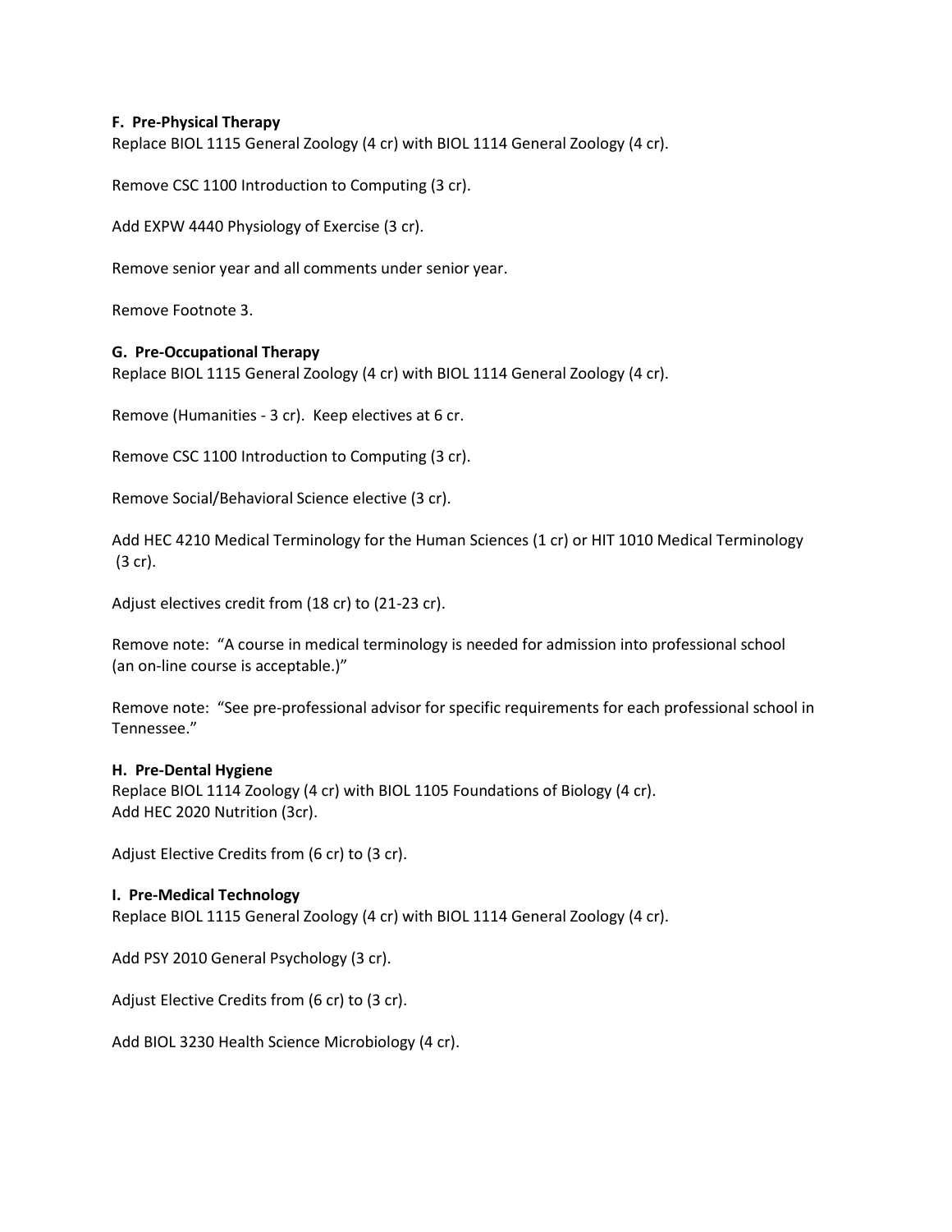**F. Pre-Physical Therapy**

Replace BIOL 1115 General Zoology (4 cr) with BIOL 1114 General Zoology (4 cr).

Remove CSC 1100 Introduction to Computing (3 cr).

Add EXPW 4440 Physiology of Exercise (3 cr).

Remove senior year and all comments under senior year.

Remove Footnote 3.

**G. Pre-Occupational Therapy**

Replace BIOL 1115 General Zoology (4 cr) with BIOL 1114 General Zoology (4 cr).

Remove (Humanities - 3 cr). Keep electives at 6 cr.

Remove CSC 1100 Introduction to Computing (3 cr).

Remove Social/Behavioral Science elective (3 cr).

Add HEC 4210 Medical Terminology for the Human Sciences (1 cr) or HIT 1010 Medical Terminology (3 cr).

Adjust electives credit from (18 cr) to (21-23 cr).

Remove note: "A course in medical terminology is needed for admission into professional school (an on-line course is acceptable.)"

Remove note: "See pre-professional advisor for specific requirements for each professional school in Tennessee."

**H. Pre-Dental Hygiene**

Replace BIOL 1114 Zoology (4 cr) with BIOL 1105 Foundations of Biology (4 cr).
Add HEC 2020 Nutrition (3cr).

Adjust Elective Credits from (6 cr) to (3 cr).

**I. Pre-Medical Technology**

Replace BIOL 1115 General Zoology (4 cr) with BIOL 1114 General Zoology (4 cr).

Add PSY 2010 General Psychology (3 cr).

Adjust Elective Credits from (6 cr) to (3 cr).

Add BIOL 3230 Health Science Microbiology (4 cr).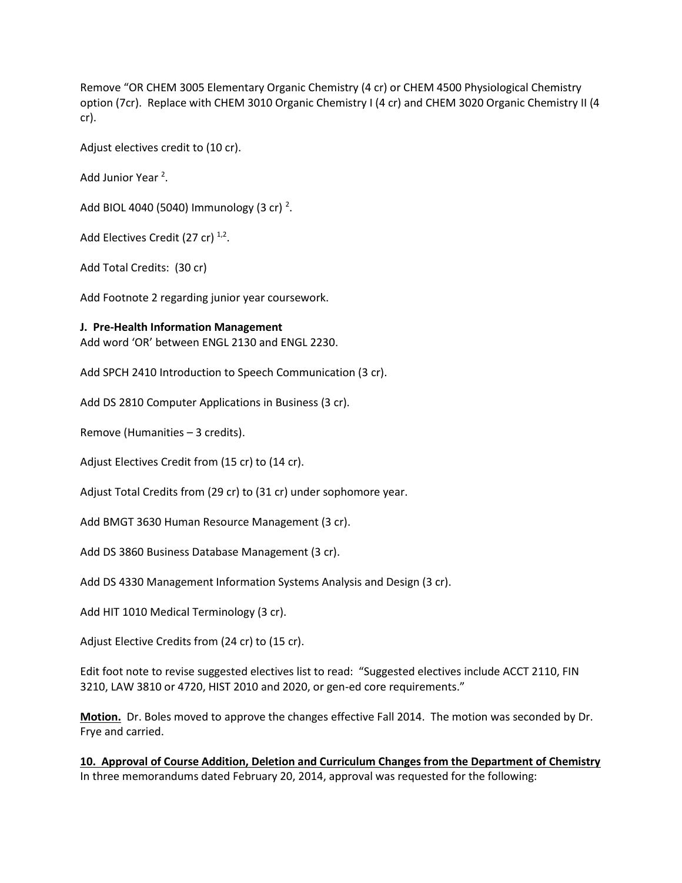Remove "OR CHEM 3005 Elementary Organic Chemistry (4 cr) or CHEM 4500 Physiological Chemistry option (7cr). Replace with CHEM 3010 Organic Chemistry I (4 cr) and CHEM 3020 Organic Chemistry II (4 cr).

Adjust electives credit to (10 cr).

Add Junior Year [2].

Add BIOL 4040 (5040) Immunology (3 cr) [2].

Add Electives Credit (27 cr) [1,2].

Add Total Credits: (30 cr)

Add Footnote 2 regarding junior year coursework.

**J. Pre-Health Information Management**
Add word 'OR' between ENGL 2130 and ENGL 2230.

Add SPCH 2410 Introduction to Speech Communication (3 cr).

Add DS 2810 Computer Applications in Business (3 cr).

Remove (Humanities – 3 credits).

Adjust Electives Credit from (15 cr) to (14 cr).

Adjust Total Credits from (29 cr) to (31 cr) under sophomore year.

Add BMGT 3630 Human Resource Management (3 cr).

Add DS 3860 Business Database Management (3 cr).

Add DS 4330 Management Information Systems Analysis and Design (3 cr).

Add HIT 1010 Medical Terminology (3 cr).

Adjust Elective Credits from (24 cr) to (15 cr).

Edit foot note to revise suggested electives list to read: "Suggested electives include ACCT 2110, FIN 3210, LAW 3810 or 4720, HIST 2010 and 2020, or gen-ed core requirements."

**Motion.** Dr. Boles moved to approve the changes effective Fall 2014. The motion was seconded by Dr. Frye and carried.

**10. Approval of Course Addition, Deletion and Curriculum Changes from the Department of Chemistry**
In three memorandums dated February 20, 2014, approval was requested for the following: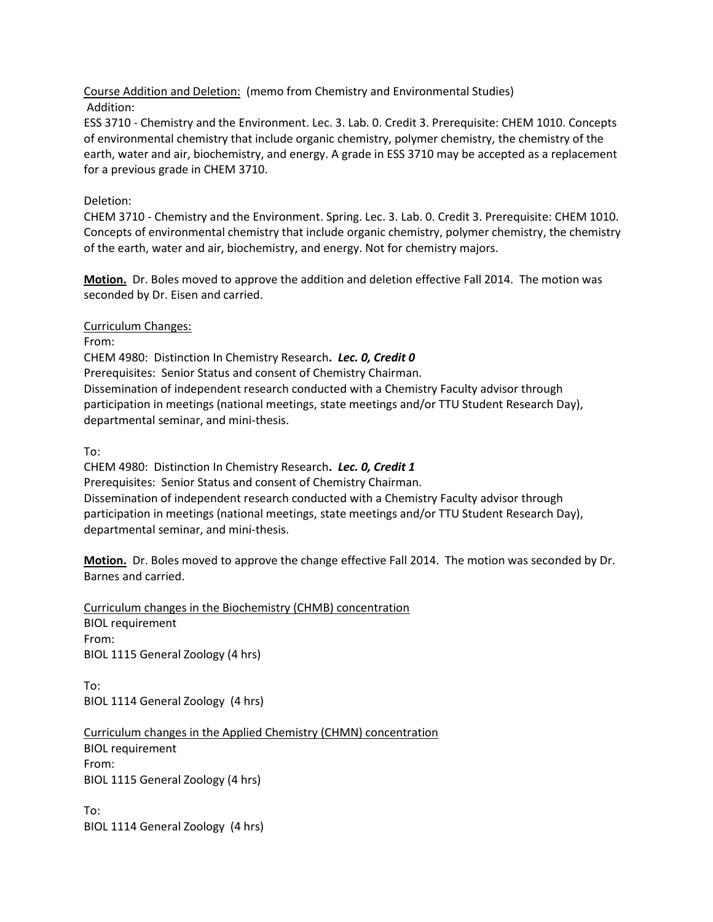<u>Course Addition and Deletion:</u> (memo from Chemistry and Environmental Studies)

Addition:

ESS 3710 - Chemistry and the Environment. Lec. 3. Lab. 0. Credit 3. Prerequisite: CHEM 1010. Concepts of environmental chemistry that include organic chemistry, polymer chemistry, the chemistry of the earth, water and air, biochemistry, and energy. A grade in ESS 3710 may be accepted as a replacement for a previous grade in CHEM 3710.

Deletion:

CHEM 3710 - Chemistry and the Environment. Spring. Lec. 3. Lab. 0. Credit 3. Prerequisite: CHEM 1010. Concepts of environmental chemistry that include organic chemistry, polymer chemistry, the chemistry of the earth, water and air, biochemistry, and energy. Not for chemistry majors.

**<u>Motion.</u>** Dr. Boles moved to approve the addition and deletion effective Fall 2014. The motion was seconded by Dr. Eisen and carried.

<u>Curriculum Changes:</u>

From:

CHEM 4980: Distinction In Chemistry Research**. *Lec. 0, Credit 0***

Prerequisites: Senior Status and consent of Chemistry Chairman.

Dissemination of independent research conducted with a Chemistry Faculty advisor through participation in meetings (national meetings, state meetings and/or TTU Student Research Day), departmental seminar, and mini-thesis.

To:

CHEM 4980: Distinction In Chemistry Research**. *Lec. 0, Credit 1***

Prerequisites: Senior Status and consent of Chemistry Chairman.

Dissemination of independent research conducted with a Chemistry Faculty advisor through participation in meetings (national meetings, state meetings and/or TTU Student Research Day), departmental seminar, and mini-thesis.

**<u>Motion.</u>** Dr. Boles moved to approve the change effective Fall 2014. The motion was seconded by Dr. Barnes and carried.

<u>Curriculum changes in the Biochemistry (CHMB) concentration</u>

BIOL requirement

From:

BIOL 1115 General Zoology (4 hrs)

To:

BIOL 1114 General Zoology (4 hrs)

<u>Curriculum changes in the Applied Chemistry (CHMN) concentration</u>

BIOL requirement

From:

BIOL 1115 General Zoology (4 hrs)

To:

BIOL 1114 General Zoology (4 hrs)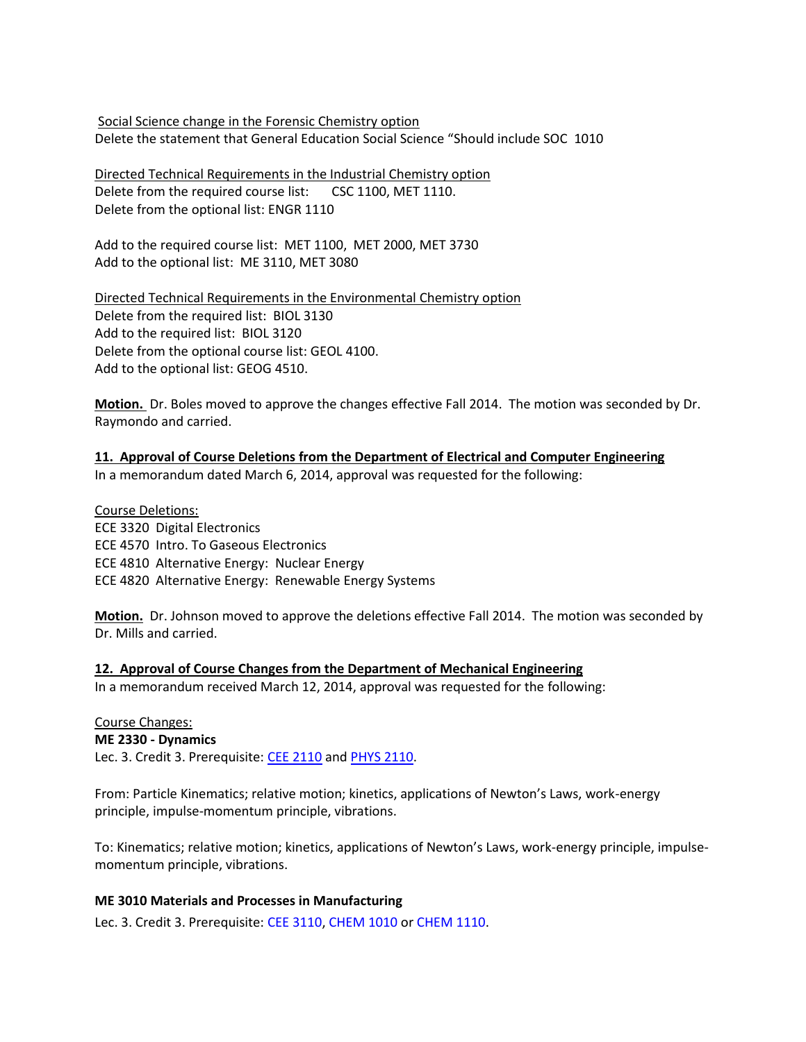Social Science change in the Forensic Chemistry option
Delete the statement that General Education Social Science "Should include SOC 1010

Directed Technical Requirements in the Industrial Chemistry option
Delete from the required course list: CSC 1100, MET 1110.
Delete from the optional list: ENGR 1110

Add to the required course list: MET 1100, MET 2000, MET 3730
Add to the optional list: ME 3110, MET 3080

Directed Technical Requirements in the Environmental Chemistry option
Delete from the required list: BIOL 3130
Add to the required list: BIOL 3120
Delete from the optional course list: GEOL 4100.
Add to the optional list: GEOG 4510.

**Motion.** Dr. Boles moved to approve the changes effective Fall 2014. The motion was seconded by Dr. Raymondo and carried.

**11. Approval of Course Deletions from the Department of Electrical and Computer Engineering**

In a memorandum dated March 6, 2014, approval was requested for the following:

Course Deletions:
ECE 3320 Digital Electronics
ECE 4570 Intro. To Gaseous Electronics
ECE 4810 Alternative Energy: Nuclear Energy
ECE 4820 Alternative Energy: Renewable Energy Systems

**Motion.** Dr. Johnson moved to approve the deletions effective Fall 2014. The motion was seconded by Dr. Mills and carried.

**12. Approval of Course Changes from the Department of Mechanical Engineering**

In a memorandum received March 12, 2014, approval was requested for the following:

Course Changes:
**ME 2330 - Dynamics**
Lec. 3. Credit 3. Prerequisite: CEE 2110 and PHYS 2110.

From: Particle Kinematics; relative motion; kinetics, applications of Newton's Laws, work-energy principle, impulse-momentum principle, vibrations.

To: Kinematics; relative motion; kinetics, applications of Newton's Laws, work-energy principle, impulse-momentum principle, vibrations.

**ME 3010 Materials and Processes in Manufacturing**
Lec. 3. Credit 3. Prerequisite: CEE 3110, CHEM 1010 or CHEM 1110.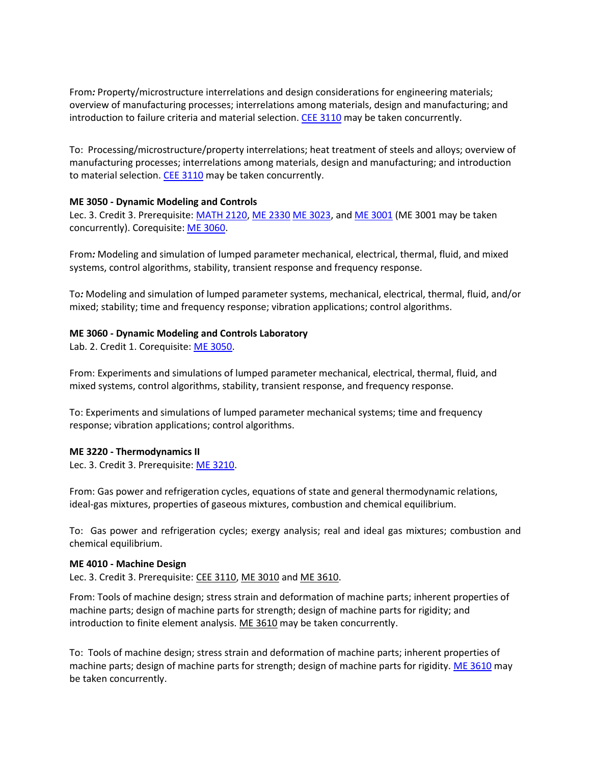From*:* Property/microstructure interrelations and design considerations for engineering materials; overview of manufacturing processes; interrelations among materials, design and manufacturing; and introduction to failure criteria and material selection. CEE 3110 may be taken concurrently.

To: Processing/microstructure/property interrelations; heat treatment of steels and alloys; overview of manufacturing processes; interrelations among materials, design and manufacturing; and introduction to material selection. CEE 3110 may be taken concurrently.

**ME 3050 - Dynamic Modeling and Controls**
Lec. 3. Credit 3. Prerequisite: MATH 2120, ME 2330 ME 3023, and ME 3001 (ME 3001 may be taken concurrently). Corequisite: ME 3060.

From*:* Modeling and simulation of lumped parameter mechanical, electrical, thermal, fluid, and mixed systems, control algorithms, stability, transient response and frequency response.

To*:* Modeling and simulation of lumped parameter systems, mechanical, electrical, thermal, fluid, and/or mixed; stability; time and frequency response; vibration applications; control algorithms.

**ME 3060 - Dynamic Modeling and Controls Laboratory**
Lab. 2. Credit 1. Corequisite: ME 3050.

From: Experiments and simulations of lumped parameter mechanical, electrical, thermal, fluid, and mixed systems, control algorithms, stability, transient response, and frequency response.

To: Experiments and simulations of lumped parameter mechanical systems; time and frequency response; vibration applications; control algorithms.

**ME 3220 - Thermodynamics II**
Lec. 3. Credit 3. Prerequisite: ME 3210.

From: Gas power and refrigeration cycles, equations of state and general thermodynamic relations, ideal-gas mixtures, properties of gaseous mixtures, combustion and chemical equilibrium.

To: Gas power and refrigeration cycles; exergy analysis; real and ideal gas mixtures; combustion and chemical equilibrium.

**ME 4010 - Machine Design**
Lec. 3. Credit 3. Prerequisite: CEE 3110, ME 3010 and ME 3610.

From: Tools of machine design; stress strain and deformation of machine parts; inherent properties of machine parts; design of machine parts for strength; design of machine parts for rigidity; and introduction to finite element analysis. ME 3610 may be taken concurrently.

To: Tools of machine design; stress strain and deformation of machine parts; inherent properties of machine parts; design of machine parts for strength; design of machine parts for rigidity. ME 3610 may be taken concurrently.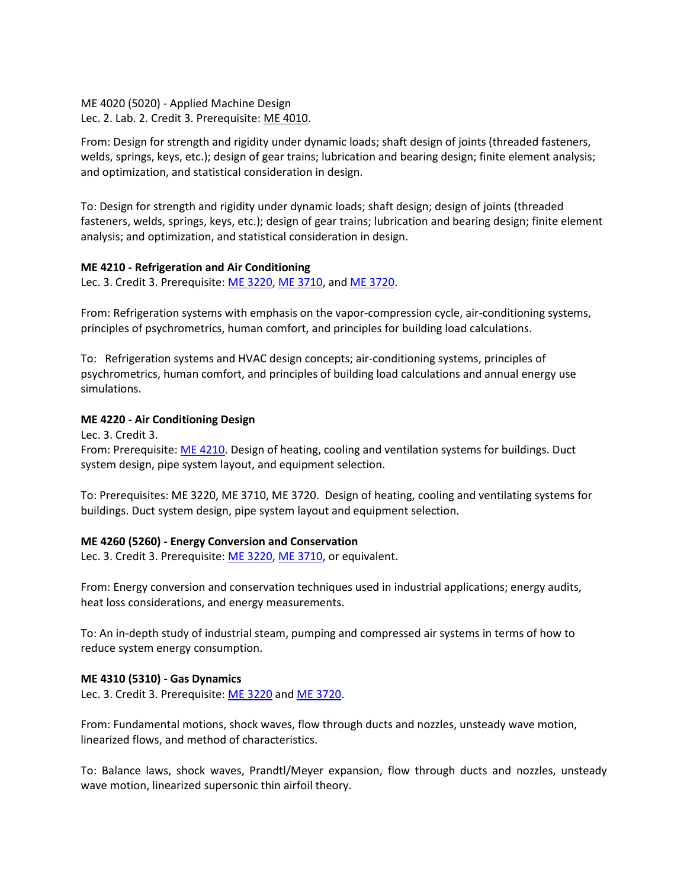ME 4020 (5020) - Applied Machine Design
Lec. 2. Lab. 2. Credit 3. Prerequisite: ME 4010.

From: Design for strength and rigidity under dynamic loads; shaft design of joints (threaded fasteners, welds, springs, keys, etc.); design of gear trains; lubrication and bearing design; finite element analysis; and optimization, and statistical consideration in design.

To: Design for strength and rigidity under dynamic loads; shaft design; design of joints (threaded fasteners, welds, springs, keys, etc.); design of gear trains; lubrication and bearing design; finite element analysis; and optimization, and statistical consideration in design.

**ME 4210 - Refrigeration and Air Conditioning**
Lec. 3. Credit 3. Prerequisite: ME 3220, ME 3710, and ME 3720.

From: Refrigeration systems with emphasis on the vapor-compression cycle, air-conditioning systems, principles of psychrometrics, human comfort, and principles for building load calculations.

To: Refrigeration systems and HVAC design concepts; air-conditioning systems, principles of psychrometrics, human comfort, and principles of building load calculations and annual energy use simulations.

**ME 4220 - Air Conditioning Design**
Lec. 3. Credit 3.
From: Prerequisite: ME 4210. Design of heating, cooling and ventilation systems for buildings. Duct system design, pipe system layout, and equipment selection.

To: Prerequisites: ME 3220, ME 3710, ME 3720. Design of heating, cooling and ventilating systems for buildings. Duct system design, pipe system layout and equipment selection.

**ME 4260 (5260) - Energy Conversion and Conservation**
Lec. 3. Credit 3. Prerequisite: ME 3220, ME 3710, or equivalent.

From: Energy conversion and conservation techniques used in industrial applications; energy audits, heat loss considerations, and energy measurements.

To: An in-depth study of industrial steam, pumping and compressed air systems in terms of how to reduce system energy consumption.

**ME 4310 (5310) - Gas Dynamics**
Lec. 3. Credit 3. Prerequisite: ME 3220 and ME 3720.

From: Fundamental motions, shock waves, flow through ducts and nozzles, unsteady wave motion, linearized flows, and method of characteristics.

To: Balance laws, shock waves, Prandtl/Meyer expansion, flow through ducts and nozzles, unsteady wave motion, linearized supersonic thin airfoil theory.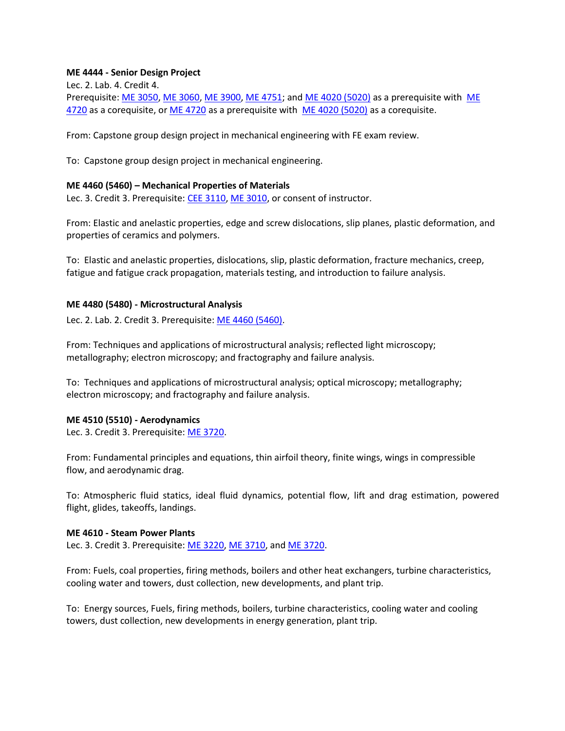**ME 4444 - Senior Design Project**

Lec. 2. Lab. 4. Credit 4.
Prerequisite: ME 3050, ME 3060, ME 3900, ME 4751; and ME 4020 (5020) as a prerequisite with ME 4720 as a corequisite, or ME 4720 as a prerequisite with ME 4020 (5020) as a corequisite.

From: Capstone group design project in mechanical engineering with FE exam review.

To: Capstone group design project in mechanical engineering.

**ME 4460 (5460) – Mechanical Properties of Materials**

Lec. 3. Credit 3. Prerequisite: CEE 3110, ME 3010, or consent of instructor.

From: Elastic and anelastic properties, edge and screw dislocations, slip planes, plastic deformation, and properties of ceramics and polymers.

To: Elastic and anelastic properties, dislocations, slip, plastic deformation, fracture mechanics, creep, fatigue and fatigue crack propagation, materials testing, and introduction to failure analysis.

**ME 4480 (5480) - Microstructural Analysis**

Lec. 2. Lab. 2. Credit 3. Prerequisite: ME 4460 (5460).

From: Techniques and applications of microstructural analysis; reflected light microscopy; metallography; electron microscopy; and fractography and failure analysis.

To: Techniques and applications of microstructural analysis; optical microscopy; metallography; electron microscopy; and fractography and failure analysis.

**ME 4510 (5510) - Aerodynamics**

Lec. 3. Credit 3. Prerequisite: ME 3720.

From: Fundamental principles and equations, thin airfoil theory, finite wings, wings in compressible flow, and aerodynamic drag.

To: Atmospheric fluid statics, ideal fluid dynamics, potential flow, lift and drag estimation, powered flight, glides, takeoffs, landings.

**ME 4610 - Steam Power Plants**

Lec. 3. Credit 3. Prerequisite: ME 3220, ME 3710, and ME 3720.

From: Fuels, coal properties, firing methods, boilers and other heat exchangers, turbine characteristics, cooling water and towers, dust collection, new developments, and plant trip.

To: Energy sources, Fuels, firing methods, boilers, turbine characteristics, cooling water and cooling towers, dust collection, new developments in energy generation, plant trip.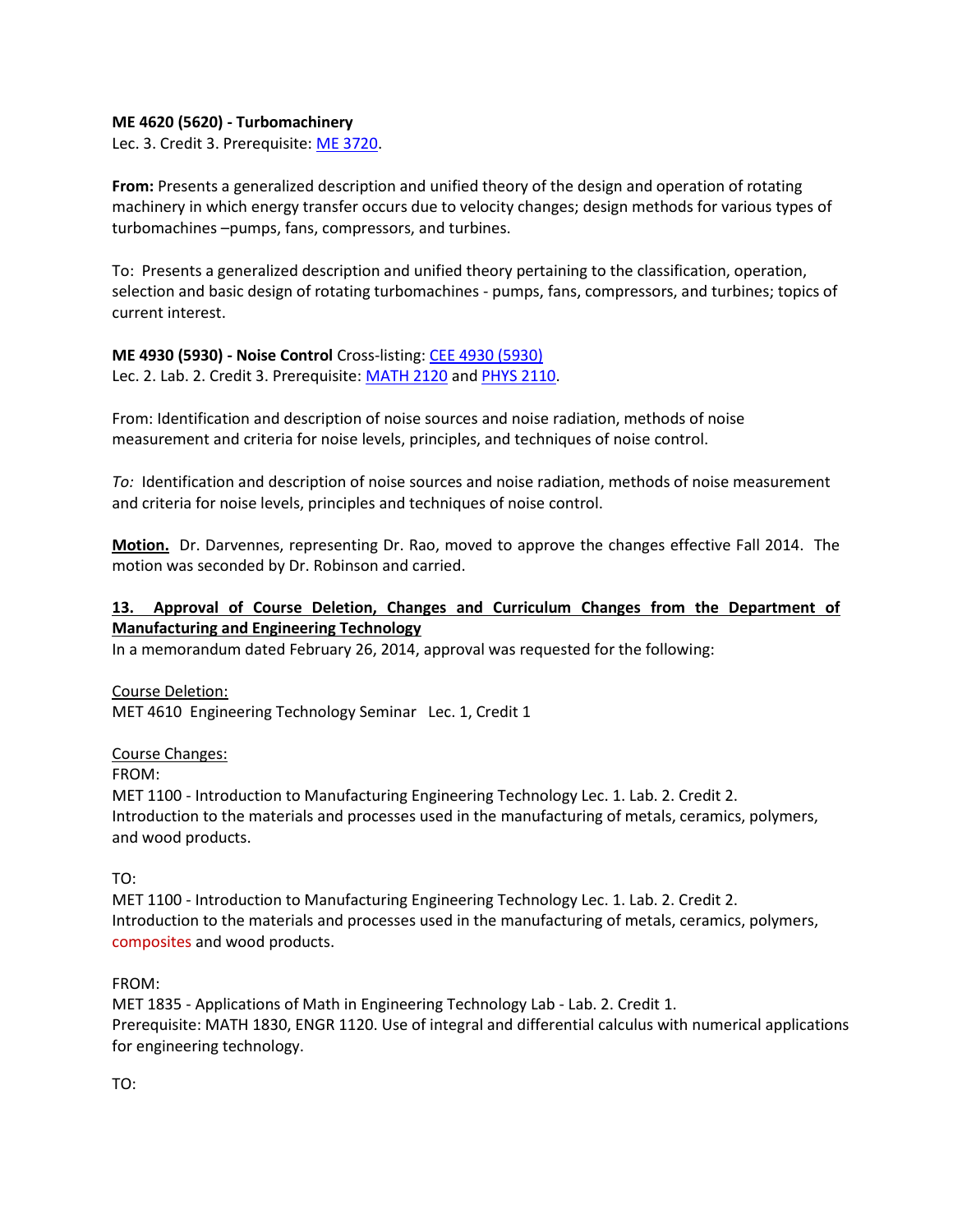**ME 4620 (5620) - Turbomachinery**
Lec. 3. Credit 3. Prerequisite: ME 3720.

**From:** Presents a generalized description and unified theory of the design and operation of rotating machinery in which energy transfer occurs due to velocity changes; design methods for various types of turbomachines –pumps, fans, compressors, and turbines.

To: Presents a generalized description and unified theory pertaining to the classification, operation, selection and basic design of rotating turbomachines - pumps, fans, compressors, and turbines; topics of current interest.

**ME 4930 (5930) - Noise Control** Cross-listing: CEE 4930 (5930)
Lec. 2. Lab. 2. Credit 3. Prerequisite: MATH 2120 and PHYS 2110.

From: Identification and description of noise sources and noise radiation, methods of noise measurement and criteria for noise levels, principles, and techniques of noise control.

*To:* Identification and description of noise sources and noise radiation, methods of noise measurement and criteria for noise levels, principles and techniques of noise control.

**Motion.** Dr. Darvennes, representing Dr. Rao, moved to approve the changes effective Fall 2014. The motion was seconded by Dr. Robinson and carried.

**13. Approval of Course Deletion, Changes and Curriculum Changes from the Department of Manufacturing and Engineering Technology**

In a memorandum dated February 26, 2014, approval was requested for the following:

Course Deletion:
MET 4610 Engineering Technology Seminar Lec. 1, Credit 1

Course Changes:
FROM:
MET 1100 - Introduction to Manufacturing Engineering Technology Lec. 1. Lab. 2. Credit 2.
Introduction to the materials and processes used in the manufacturing of metals, ceramics, polymers, and wood products.

TO:
MET 1100 - Introduction to Manufacturing Engineering Technology Lec. 1. Lab. 2. Credit 2.
Introduction to the materials and processes used in the manufacturing of metals, ceramics, polymers, composites and wood products.

FROM:
MET 1835 - Applications of Math in Engineering Technology Lab - Lab. 2. Credit 1.
Prerequisite: MATH 1830, ENGR 1120. Use of integral and differential calculus with numerical applications for engineering technology.

TO: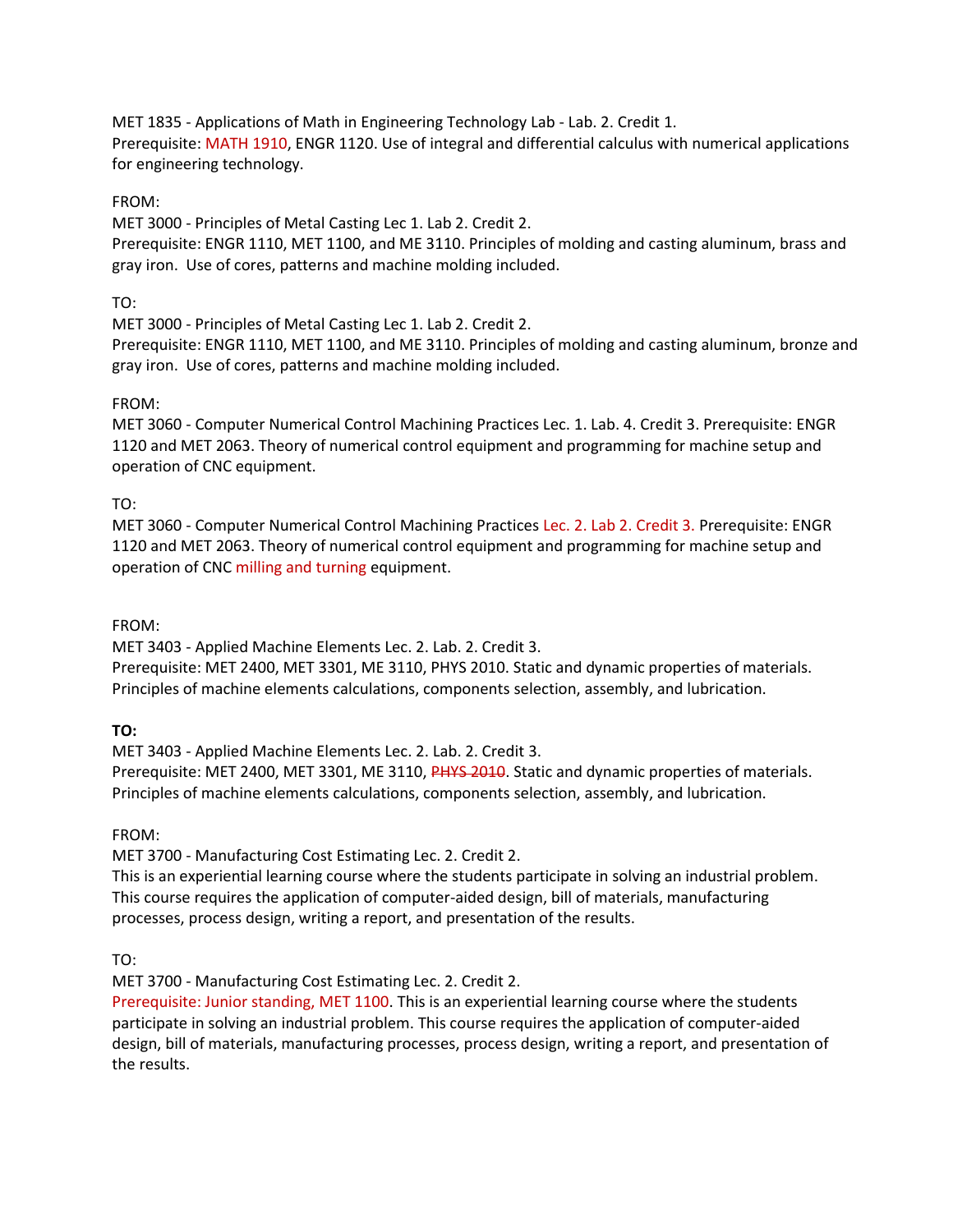MET 1835 - Applications of Math in Engineering Technology Lab - Lab. 2. Credit 1.
Prerequisite: MATH 1910, ENGR 1120. Use of integral and differential calculus with numerical applications for engineering technology.

FROM:
MET 3000 - Principles of Metal Casting Lec 1. Lab 2. Credit 2.
Prerequisite: ENGR 1110, MET 1100, and ME 3110. Principles of molding and casting aluminum, brass and gray iron. Use of cores, patterns and machine molding included.

TO:
MET 3000 - Principles of Metal Casting Lec 1. Lab 2. Credit 2.
Prerequisite: ENGR 1110, MET 1100, and ME 3110. Principles of molding and casting aluminum, bronze and gray iron. Use of cores, patterns and machine molding included.

FROM:
MET 3060 - Computer Numerical Control Machining Practices Lec. 1. Lab. 4. Credit 3. Prerequisite: ENGR 1120 and MET 2063. Theory of numerical control equipment and programming for machine setup and operation of CNC equipment.

TO:
MET 3060 - Computer Numerical Control Machining Practices Lec. 2. Lab 2. Credit 3. Prerequisite: ENGR 1120 and MET 2063. Theory of numerical control equipment and programming for machine setup and operation of CNC milling and turning equipment.

FROM:
MET 3403 - Applied Machine Elements Lec. 2. Lab. 2. Credit 3.
Prerequisite: MET 2400, MET 3301, ME 3110, PHYS 2010. Static and dynamic properties of materials. Principles of machine elements calculations, components selection, assembly, and lubrication.

**TO:**
MET 3403 - Applied Machine Elements Lec. 2. Lab. 2. Credit 3.
Prerequisite: MET 2400, MET 3301, ME 3110, ~~PHYS 2010~~. Static and dynamic properties of materials. Principles of machine elements calculations, components selection, assembly, and lubrication.

FROM:
MET 3700 - Manufacturing Cost Estimating Lec. 2. Credit 2.
This is an experiential learning course where the students participate in solving an industrial problem. This course requires the application of computer-aided design, bill of materials, manufacturing processes, process design, writing a report, and presentation of the results.

TO:
MET 3700 - Manufacturing Cost Estimating Lec. 2. Credit 2.
Prerequisite: Junior standing, MET 1100. This is an experiential learning course where the students participate in solving an industrial problem. This course requires the application of computer-aided design, bill of materials, manufacturing processes, process design, writing a report, and presentation of the results.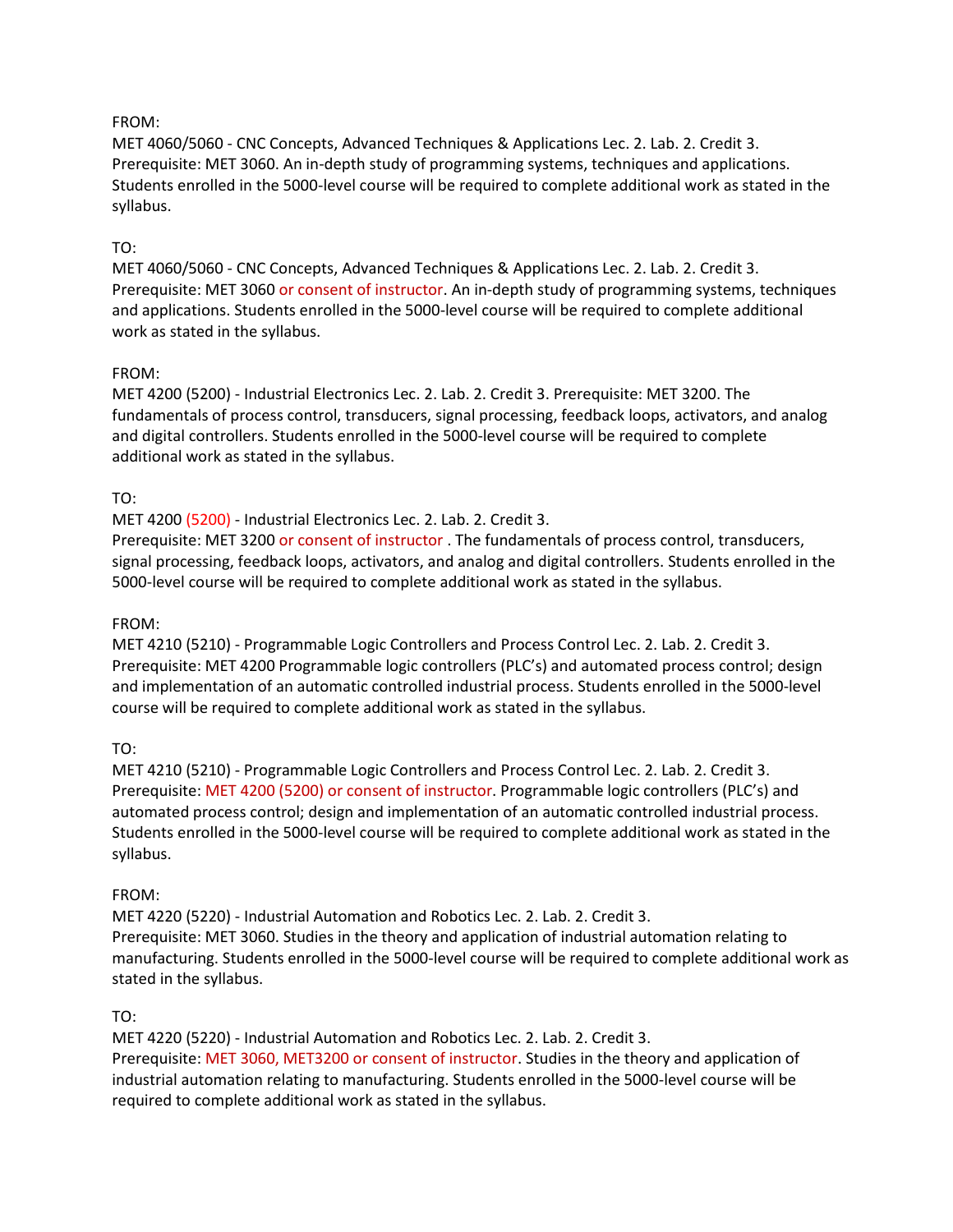FROM:
MET 4060/5060 - CNC Concepts, Advanced Techniques & Applications Lec. 2. Lab. 2. Credit 3. Prerequisite: MET 3060. An in-depth study of programming systems, techniques and applications. Students enrolled in the 5000-level course will be required to complete additional work as stated in the syllabus.

TO:
MET 4060/5060 - CNC Concepts, Advanced Techniques & Applications Lec. 2. Lab. 2. Credit 3. Prerequisite: MET 3060 or consent of instructor. An in-depth study of programming systems, techniques and applications. Students enrolled in the 5000-level course will be required to complete additional work as stated in the syllabus.

FROM:
MET 4200 (5200) - Industrial Electronics Lec. 2. Lab. 2. Credit 3. Prerequisite: MET 3200. The fundamentals of process control, transducers, signal processing, feedback loops, activators, and analog and digital controllers. Students enrolled in the 5000-level course will be required to complete additional work as stated in the syllabus.

TO:
MET 4200 (5200) - Industrial Electronics Lec. 2. Lab. 2. Credit 3.
Prerequisite: MET 3200 or consent of instructor . The fundamentals of process control, transducers, signal processing, feedback loops, activators, and analog and digital controllers. Students enrolled in the 5000-level course will be required to complete additional work as stated in the syllabus.

FROM:
MET 4210 (5210) - Programmable Logic Controllers and Process Control Lec. 2. Lab. 2. Credit 3. Prerequisite: MET 4200 Programmable logic controllers (PLC's) and automated process control; design and implementation of an automatic controlled industrial process. Students enrolled in the 5000-level course will be required to complete additional work as stated in the syllabus.

TO:
MET 4210 (5210) - Programmable Logic Controllers and Process Control Lec. 2. Lab. 2. Credit 3. Prerequisite: MET 4200 (5200) or consent of instructor. Programmable logic controllers (PLC's) and automated process control; design and implementation of an automatic controlled industrial process. Students enrolled in the 5000-level course will be required to complete additional work as stated in the syllabus.

FROM:
MET 4220 (5220) - Industrial Automation and Robotics Lec. 2. Lab. 2. Credit 3.
Prerequisite: MET 3060. Studies in the theory and application of industrial automation relating to manufacturing. Students enrolled in the 5000-level course will be required to complete additional work as stated in the syllabus.

TO:
MET 4220 (5220) - Industrial Automation and Robotics Lec. 2. Lab. 2. Credit 3.
Prerequisite: MET 3060, MET3200 or consent of instructor. Studies in the theory and application of industrial automation relating to manufacturing. Students enrolled in the 5000-level course will be required to complete additional work as stated in the syllabus.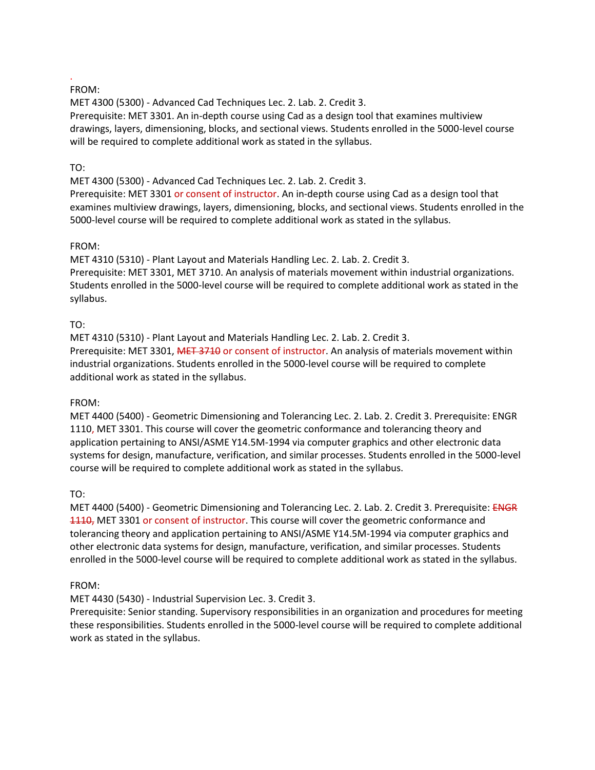.

FROM:
MET 4300 (5300) - Advanced Cad Techniques Lec. 2. Lab. 2. Credit 3.
Prerequisite: MET 3301. An in-depth course using Cad as a design tool that examines multiview drawings, layers, dimensioning, blocks, and sectional views. Students enrolled in the 5000-level course will be required to complete additional work as stated in the syllabus.

TO:
MET 4300 (5300) - Advanced Cad Techniques Lec. 2. Lab. 2. Credit 3.
Prerequisite: MET 3301 or consent of instructor. An in-depth course using Cad as a design tool that examines multiview drawings, layers, dimensioning, blocks, and sectional views. Students enrolled in the 5000-level course will be required to complete additional work as stated in the syllabus.

FROM:
MET 4310 (5310) - Plant Layout and Materials Handling Lec. 2. Lab. 2. Credit 3.
Prerequisite: MET 3301, MET 3710. An analysis of materials movement within industrial organizations. Students enrolled in the 5000-level course will be required to complete additional work as stated in the syllabus.

TO:
MET 4310 (5310) - Plant Layout and Materials Handling Lec. 2. Lab. 2. Credit 3.
Prerequisite: MET 3301, ~~MET 3710~~ or consent of instructor. An analysis of materials movement within industrial organizations. Students enrolled in the 5000-level course will be required to complete additional work as stated in the syllabus.

FROM:
MET 4400 (5400) - Geometric Dimensioning and Tolerancing Lec. 2. Lab. 2. Credit 3. Prerequisite: ENGR 1110, MET 3301. This course will cover the geometric conformance and tolerancing theory and application pertaining to ANSI/ASME Y14.5M-1994 via computer graphics and other electronic data systems for design, manufacture, verification, and similar processes. Students enrolled in the 5000-level course will be required to complete additional work as stated in the syllabus.

TO:
MET 4400 (5400) - Geometric Dimensioning and Tolerancing Lec. 2. Lab. 2. Credit 3. Prerequisite: ~~ENGR 1110,~~ MET 3301 or consent of instructor. This course will cover the geometric conformance and tolerancing theory and application pertaining to ANSI/ASME Y14.5M-1994 via computer graphics and other electronic data systems for design, manufacture, verification, and similar processes. Students enrolled in the 5000-level course will be required to complete additional work as stated in the syllabus.

FROM:
MET 4430 (5430) - Industrial Supervision Lec. 3. Credit 3.
Prerequisite: Senior standing. Supervisory responsibilities in an organization and procedures for meeting these responsibilities. Students enrolled in the 5000-level course will be required to complete additional work as stated in the syllabus.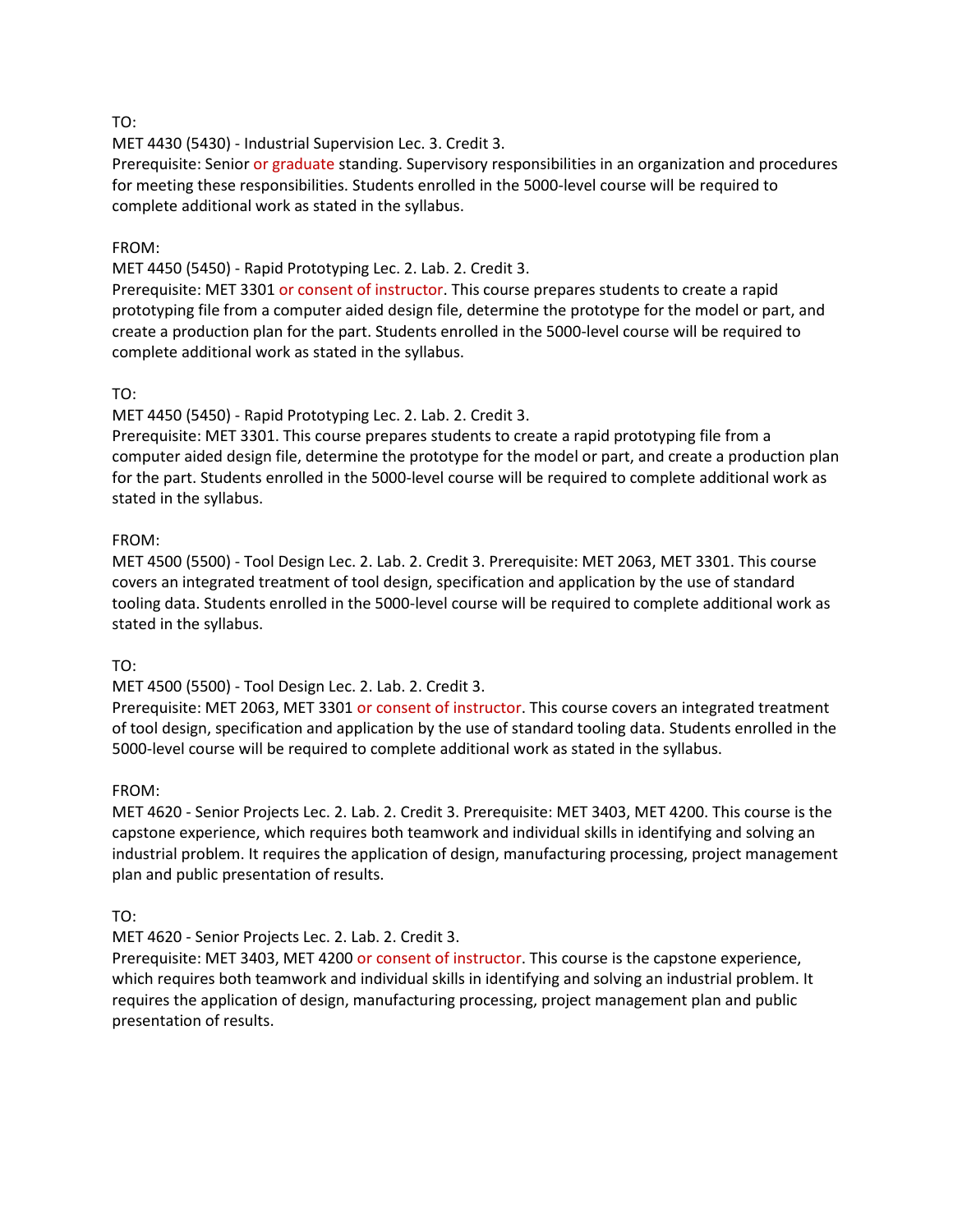TO:
MET 4430 (5430) - Industrial Supervision Lec. 3. Credit 3.
Prerequisite: Senior or graduate standing. Supervisory responsibilities in an organization and procedures for meeting these responsibilities. Students enrolled in the 5000-level course will be required to complete additional work as stated in the syllabus.

FROM:
MET 4450 (5450) - Rapid Prototyping Lec. 2. Lab. 2. Credit 3.
Prerequisite: MET 3301 or consent of instructor. This course prepares students to create a rapid prototyping file from a computer aided design file, determine the prototype for the model or part, and create a production plan for the part. Students enrolled in the 5000-level course will be required to complete additional work as stated in the syllabus.

TO:
MET 4450 (5450) - Rapid Prototyping Lec. 2. Lab. 2. Credit 3.
Prerequisite: MET 3301. This course prepares students to create a rapid prototyping file from a computer aided design file, determine the prototype for the model or part, and create a production plan for the part. Students enrolled in the 5000-level course will be required to complete additional work as stated in the syllabus.

FROM:
MET 4500 (5500) - Tool Design Lec. 2. Lab. 2. Credit 3. Prerequisite: MET 2063, MET 3301. This course covers an integrated treatment of tool design, specification and application by the use of standard tooling data. Students enrolled in the 5000-level course will be required to complete additional work as stated in the syllabus.

TO:
MET 4500 (5500) - Tool Design Lec. 2. Lab. 2. Credit 3.
Prerequisite: MET 2063, MET 3301 or consent of instructor. This course covers an integrated treatment of tool design, specification and application by the use of standard tooling data. Students enrolled in the 5000-level course will be required to complete additional work as stated in the syllabus.

FROM:
MET 4620 - Senior Projects Lec. 2. Lab. 2. Credit 3. Prerequisite: MET 3403, MET 4200. This course is the capstone experience, which requires both teamwork and individual skills in identifying and solving an industrial problem. It requires the application of design, manufacturing processing, project management plan and public presentation of results.

TO:
MET 4620 - Senior Projects Lec. 2. Lab. 2. Credit 3.
Prerequisite: MET 3403, MET 4200 or consent of instructor. This course is the capstone experience, which requires both teamwork and individual skills in identifying and solving an industrial problem. It requires the application of design, manufacturing processing, project management plan and public presentation of results.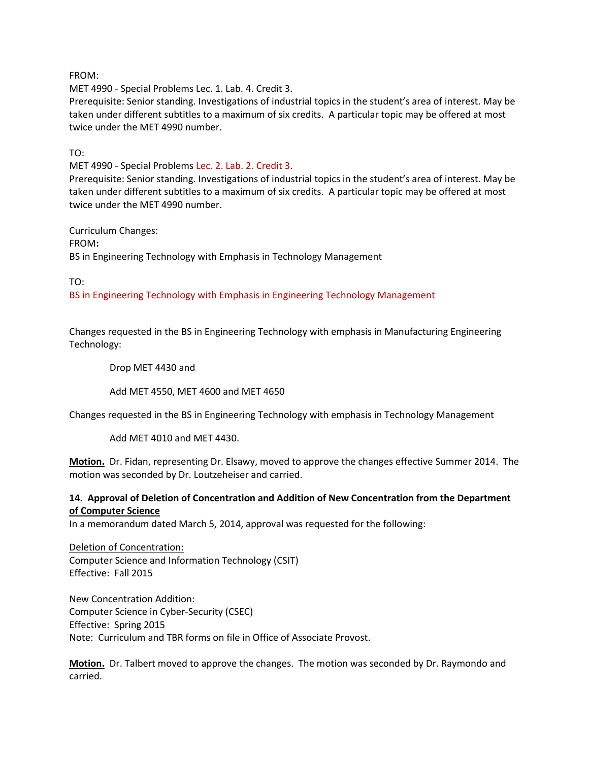FROM:
MET 4990 - Special Problems Lec. 1. Lab. 4. Credit 3.
Prerequisite: Senior standing. Investigations of industrial topics in the student's area of interest. May be taken under different subtitles to a maximum of six credits. A particular topic may be offered at most twice under the MET 4990 number.

TO:
MET 4990 - Special Problems Lec. 2. Lab. 2. Credit 3.
Prerequisite: Senior standing. Investigations of industrial topics in the student's area of interest. May be taken under different subtitles to a maximum of six credits. A particular topic may be offered at most twice under the MET 4990 number.

Curriculum Changes:
FROM**:**
BS in Engineering Technology with Emphasis in Technology Management

TO:
BS in Engineering Technology with Emphasis in Engineering Technology Management

Changes requested in the BS in Engineering Technology with emphasis in Manufacturing Engineering Technology:

> Drop MET 4430 and
>
> Add MET 4550, MET 4600 and MET 4650

Changes requested in the BS in Engineering Technology with emphasis in Technology Management

> Add MET 4010 and MET 4430.

**Motion.** Dr. Fidan, representing Dr. Elsawy, moved to approve the changes effective Summer 2014. The motion was seconded by Dr. Loutzeheiser and carried.

### 14. Approval of Deletion of Concentration and Addition of New Concentration from the Department of Computer Science

In a memorandum dated March 5, 2014, approval was requested for the following:

Deletion of Concentration:
Computer Science and Information Technology (CSIT)
Effective: Fall 2015

New Concentration Addition:
Computer Science in Cyber-Security (CSEC)
Effective: Spring 2015
Note: Curriculum and TBR forms on file in Office of Associate Provost.

**Motion.** Dr. Talbert moved to approve the changes. The motion was seconded by Dr. Raymondo and carried.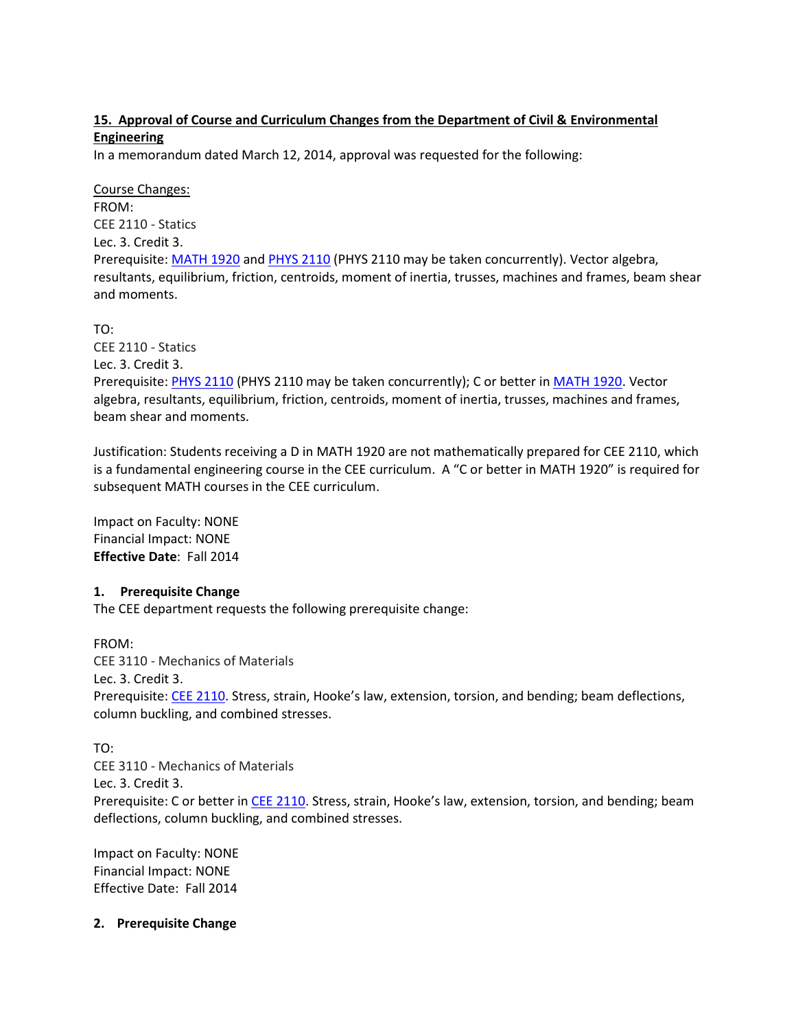**15. Approval of Course and Curriculum Changes from the Department of Civil & Environmental Engineering**

In a memorandum dated March 12, 2014, approval was requested for the following:

Course Changes:

FROM:
CEE 2110 - Statics
Lec. 3. Credit 3.
Prerequisite: MATH 1920 and PHYS 2110 (PHYS 2110 may be taken concurrently). Vector algebra, resultants, equilibrium, friction, centroids, moment of inertia, trusses, machines and frames, beam shear and moments.

TO:
CEE 2110 - Statics
Lec. 3. Credit 3.
Prerequisite: PHYS 2110 (PHYS 2110 may be taken concurrently); C or better in MATH 1920. Vector algebra, resultants, equilibrium, friction, centroids, moment of inertia, trusses, machines and frames, beam shear and moments.

Justification: Students receiving a D in MATH 1920 are not mathematically prepared for CEE 2110, which is a fundamental engineering course in the CEE curriculum. A "C or better in MATH 1920" is required for subsequent MATH courses in the CEE curriculum.

Impact on Faculty: NONE
Financial Impact: NONE
**Effective Date**: Fall 2014

**1. Prerequisite Change**

The CEE department requests the following prerequisite change:

FROM:
CEE 3110 - Mechanics of Materials
Lec. 3. Credit 3.
Prerequisite: CEE 2110. Stress, strain, Hooke's law, extension, torsion, and bending; beam deflections, column buckling, and combined stresses.

TO:
CEE 3110 - Mechanics of Materials
Lec. 3. Credit 3.
Prerequisite: C or better in CEE 2110. Stress, strain, Hooke's law, extension, torsion, and bending; beam deflections, column buckling, and combined stresses.

Impact on Faculty: NONE
Financial Impact: NONE
Effective Date: Fall 2014

**2. Prerequisite Change**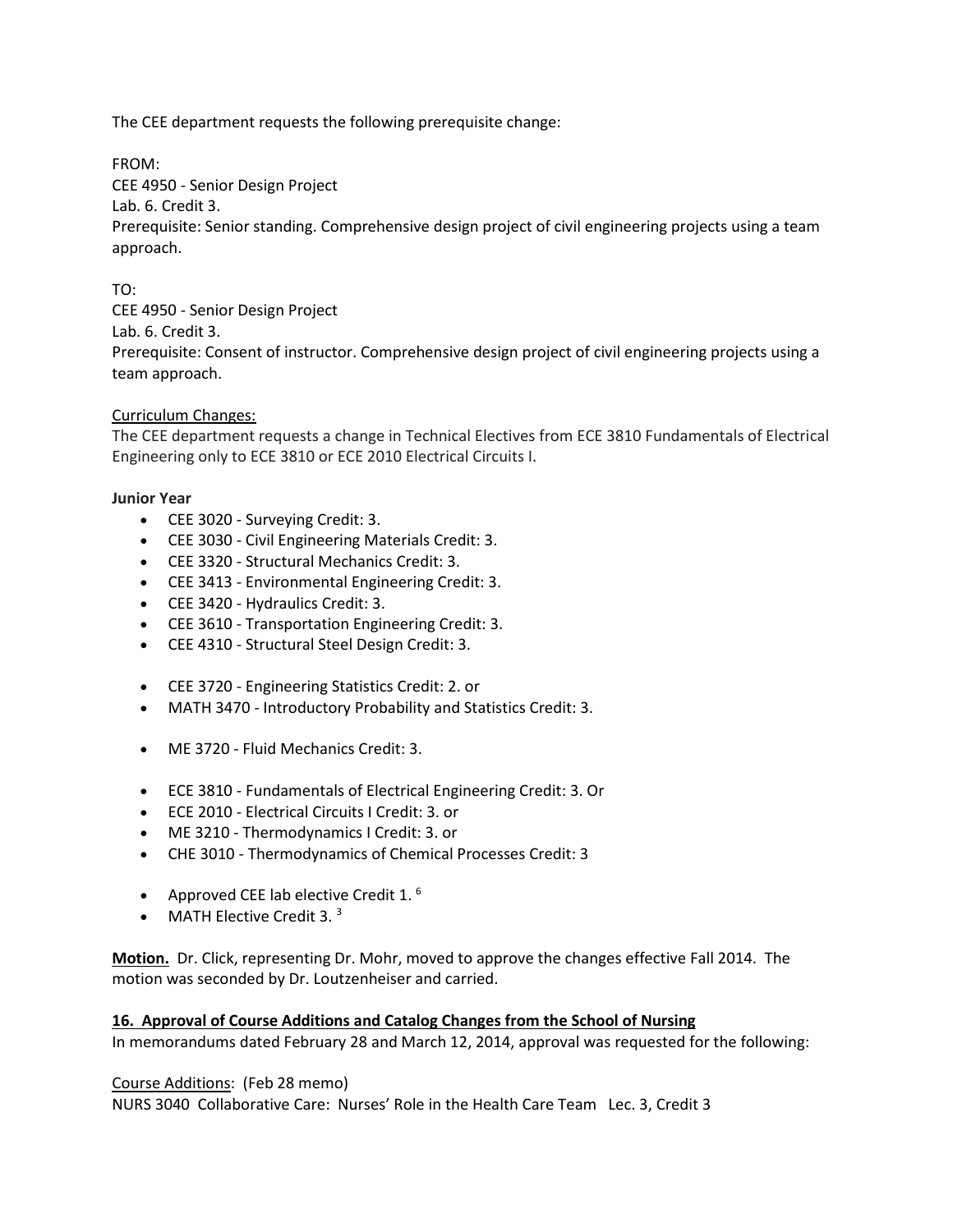The CEE department requests the following prerequisite change:

FROM:
CEE 4950 - Senior Design Project
Lab. 6. Credit 3.
Prerequisite: Senior standing. Comprehensive design project of civil engineering projects using a team approach.

TO:
CEE 4950 - Senior Design Project
Lab. 6. Credit 3.
Prerequisite: Consent of instructor. Comprehensive design project of civil engineering projects using a team approach.

Curriculum Changes:
The CEE department requests a change in Technical Electives from ECE 3810 Fundamentals of Electrical Engineering only to ECE 3810 or ECE 2010 Electrical Circuits I.

**Junior Year**

- CEE 3020 - Surveying Credit: 3.
- CEE 3030 - Civil Engineering Materials Credit: 3.
- CEE 3320 - Structural Mechanics Credit: 3.
- CEE 3413 - Environmental Engineering Credit: 3.
- CEE 3420 - Hydraulics Credit: 3.
- CEE 3610 - Transportation Engineering Credit: 3.
- CEE 4310 - Structural Steel Design Credit: 3.

- CEE 3720 - Engineering Statistics Credit: 2. or
- MATH 3470 - Introductory Probability and Statistics Credit: 3.

- ME 3720 - Fluid Mechanics Credit: 3.

- ECE 3810 - Fundamentals of Electrical Engineering Credit: 3. Or
- ECE 2010 - Electrical Circuits I Credit: 3. or
- ME 3210 - Thermodynamics I Credit: 3. or
- CHE 3010 - Thermodynamics of Chemical Processes Credit: 3

- Approved CEE lab elective Credit 1. [6]
- MATH Elective Credit 3. [3]

**Motion.** Dr. Click, representing Dr. Mohr, moved to approve the changes effective Fall 2014. The motion was seconded by Dr. Loutzenheiser and carried.

**16. Approval of Course Additions and Catalog Changes from the School of Nursing**

In memorandums dated February 28 and March 12, 2014, approval was requested for the following:

Course Additions: (Feb 28 memo)
NURS 3040 Collaborative Care: Nurses' Role in the Health Care Team Lec. 3, Credit 3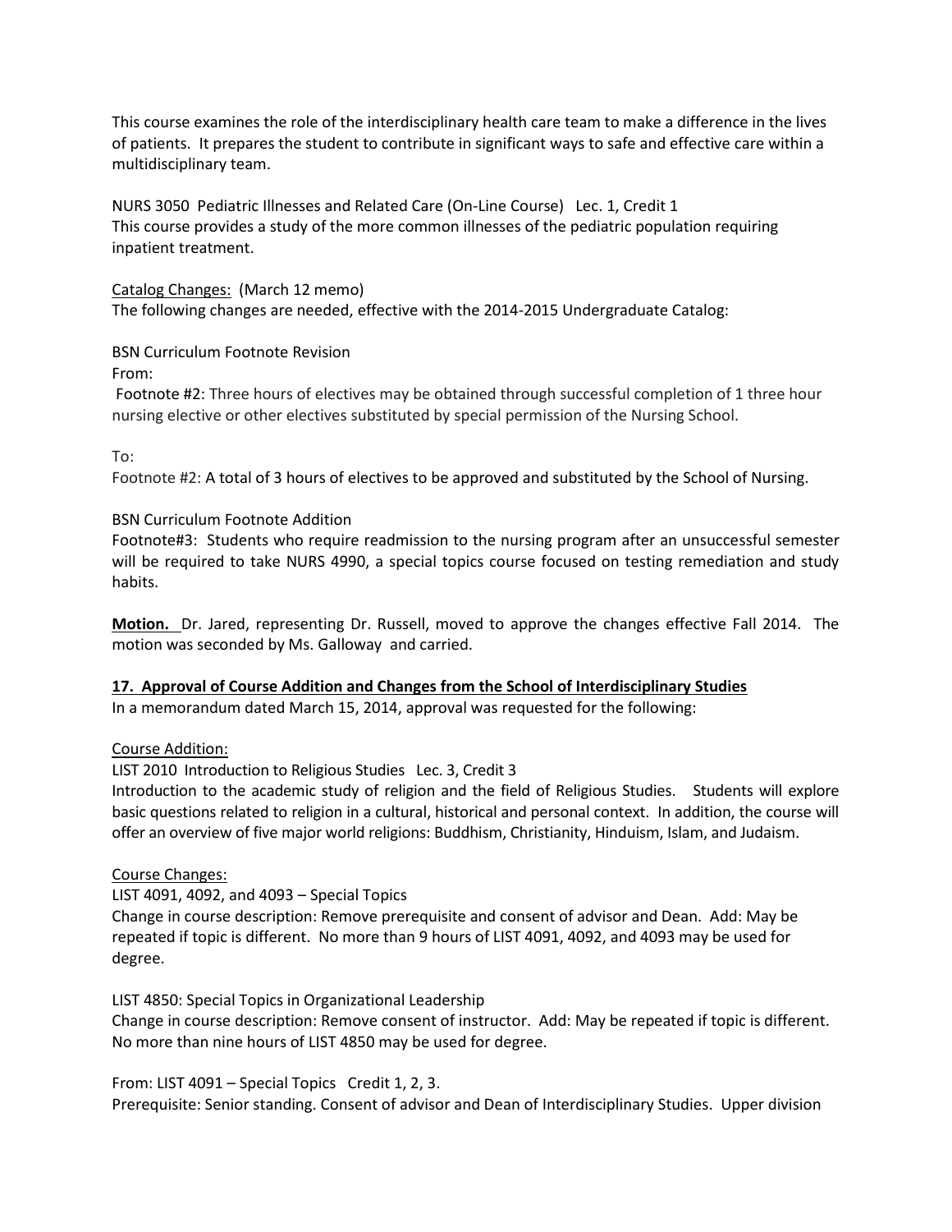This course examines the role of the interdisciplinary health care team to make a difference in the lives of patients. It prepares the student to contribute in significant ways to safe and effective care within a multidisciplinary team.

NURS 3050 Pediatric Illnesses and Related Care (On-Line Course) Lec. 1, Credit 1
This course provides a study of the more common illnesses of the pediatric population requiring inpatient treatment.

Catalog Changes: (March 12 memo)
The following changes are needed, effective with the 2014-2015 Undergraduate Catalog:

BSN Curriculum Footnote Revision
From:
Footnote #2: Three hours of electives may be obtained through successful completion of 1 three hour nursing elective or other electives substituted by special permission of the Nursing School.

To:
Footnote #2: A total of 3 hours of electives to be approved and substituted by the School of Nursing.

BSN Curriculum Footnote Addition
Footnote#3: Students who require readmission to the nursing program after an unsuccessful semester will be required to take NURS 4990, a special topics course focused on testing remediation and study habits.

**Motion.** Dr. Jared, representing Dr. Russell, moved to approve the changes effective Fall 2014. The motion was seconded by Ms. Galloway and carried.

**17. Approval of Course Addition and Changes from the School of Interdisciplinary Studies**
In a memorandum dated March 15, 2014, approval was requested for the following:

Course Addition:
LIST 2010 Introduction to Religious Studies Lec. 3, Credit 3
Introduction to the academic study of religion and the field of Religious Studies. Students will explore basic questions related to religion in a cultural, historical and personal context. In addition, the course will offer an overview of five major world religions: Buddhism, Christianity, Hinduism, Islam, and Judaism.

Course Changes:
LIST 4091, 4092, and 4093 – Special Topics
Change in course description: Remove prerequisite and consent of advisor and Dean. Add: May be repeated if topic is different. No more than 9 hours of LIST 4091, 4092, and 4093 may be used for degree.

LIST 4850: Special Topics in Organizational Leadership
Change in course description: Remove consent of instructor. Add: May be repeated if topic is different. No more than nine hours of LIST 4850 may be used for degree.

From: LIST 4091 – Special Topics Credit 1, 2, 3.
Prerequisite: Senior standing. Consent of advisor and Dean of Interdisciplinary Studies. Upper division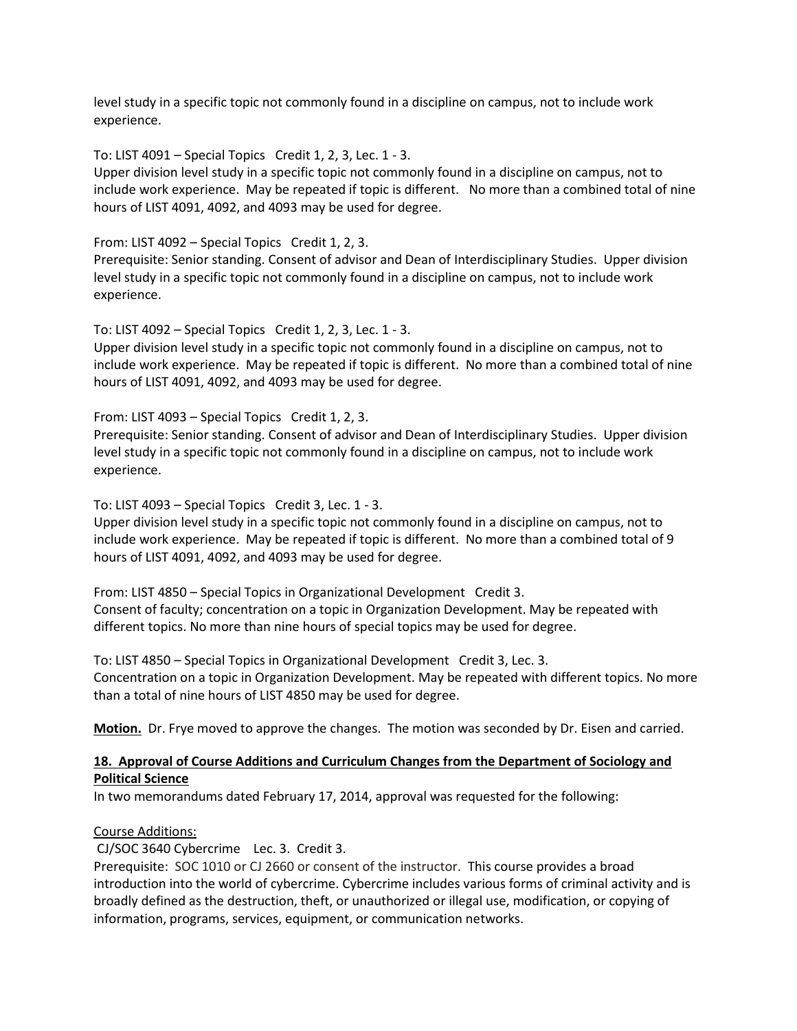level study in a specific topic not commonly found in a discipline on campus, not to include work experience.

To: LIST 4091 – Special Topics   Credit 1, 2, 3, Lec. 1 - 3.
Upper division level study in a specific topic not commonly found in a discipline on campus, not to include work experience.  May be repeated if topic is different.   No more than a combined total of nine hours of LIST 4091, 4092, and 4093 may be used for degree.

From: LIST 4092 – Special Topics   Credit 1, 2, 3.
Prerequisite: Senior standing. Consent of advisor and Dean of Interdisciplinary Studies.  Upper division level study in a specific topic not commonly found in a discipline on campus, not to include work experience.

To: LIST 4092 – Special Topics   Credit 1, 2, 3, Lec. 1 - 3.
Upper division level study in a specific topic not commonly found in a discipline on campus, not to include work experience.  May be repeated if topic is different.  No more than a combined total of nine hours of LIST 4091, 4092, and 4093 may be used for degree.

From: LIST 4093 – Special Topics   Credit 1, 2, 3.
Prerequisite: Senior standing. Consent of advisor and Dean of Interdisciplinary Studies.  Upper division level study in a specific topic not commonly found in a discipline on campus, not to include work experience.

To: LIST 4093 – Special Topics   Credit 3, Lec. 1 - 3.
Upper division level study in a specific topic not commonly found in a discipline on campus, not to include work experience.  May be repeated if topic is different.  No more than a combined total of 9 hours of LIST 4091, 4092, and 4093 may be used for degree.

From: LIST 4850 – Special Topics in Organizational Development   Credit 3.
Consent of faculty; concentration on a topic in Organization Development. May be repeated with different topics. No more than nine hours of special topics may be used for degree.

To: LIST 4850 – Special Topics in Organizational Development   Credit 3, Lec. 3.
Concentration on a topic in Organization Development. May be repeated with different topics. No more than a total of nine hours of LIST 4850 may be used for degree.

**Motion.**  Dr. Frye moved to approve the changes.  The motion was seconded by Dr. Eisen and carried.

**18.  Approval of Course Additions and Curriculum Changes from the Department of Sociology and Political Science**

In two memorandums dated February 17, 2014, approval was requested for the following:

Course Additions:

CJ/SOC 3640 Cybercrime    Lec. 3.  Credit 3.
Prerequisite:  SOC 1010 or CJ 2660 or consent of the instructor.  This course provides a broad introduction into the world of cybercrime. Cybercrime includes various forms of criminal activity and is broadly defined as the destruction, theft, or unauthorized or illegal use, modification, or copying of information, programs, services, equipment, or communication networks.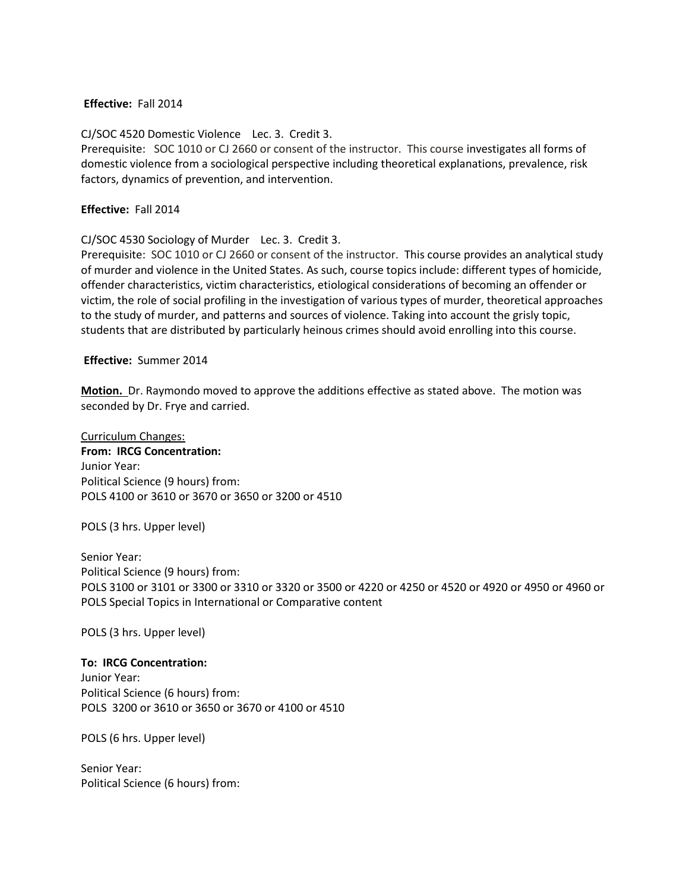**Effective:** Fall 2014

CJ/SOC 4520 Domestic Violence  Lec. 3. Credit 3.
Prerequisite: SOC 1010 or CJ 2660 or consent of the instructor. This course investigates all forms of domestic violence from a sociological perspective including theoretical explanations, prevalence, risk factors, dynamics of prevention, and intervention.

**Effective:** Fall 2014

CJ/SOC 4530 Sociology of Murder  Lec. 3. Credit 3.
Prerequisite: SOC 1010 or CJ 2660 or consent of the instructor. This course provides an analytical study of murder and violence in the United States. As such, course topics include: different types of homicide, offender characteristics, victim characteristics, etiological considerations of becoming an offender or victim, the role of social profiling in the investigation of various types of murder, theoretical approaches to the study of murder, and patterns and sources of violence. Taking into account the grisly topic, students that are distributed by particularly heinous crimes should avoid enrolling into this course.

**Effective:** Summer 2014

**Motion.** Dr. Raymondo moved to approve the additions effective as stated above. The motion was seconded by Dr. Frye and carried.

Curriculum Changes:
**From: IRCG Concentration:**
Junior Year:
Political Science (9 hours) from:
POLS 4100 or 3610 or 3670 or 3650 or 3200 or 4510

POLS (3 hrs. Upper level)

Senior Year:
Political Science (9 hours) from:
POLS 3100 or 3101 or 3300 or 3310 or 3320 or 3500 or 4220 or 4250 or 4520 or 4920 or 4950 or 4960 or POLS Special Topics in International or Comparative content

POLS (3 hrs. Upper level)

**To: IRCG Concentration:**
Junior Year:
Political Science (6 hours) from:
POLS 3200 or 3610 or 3650 or 3670 or 4100 or 4510

POLS (6 hrs. Upper level)

Senior Year:
Political Science (6 hours) from: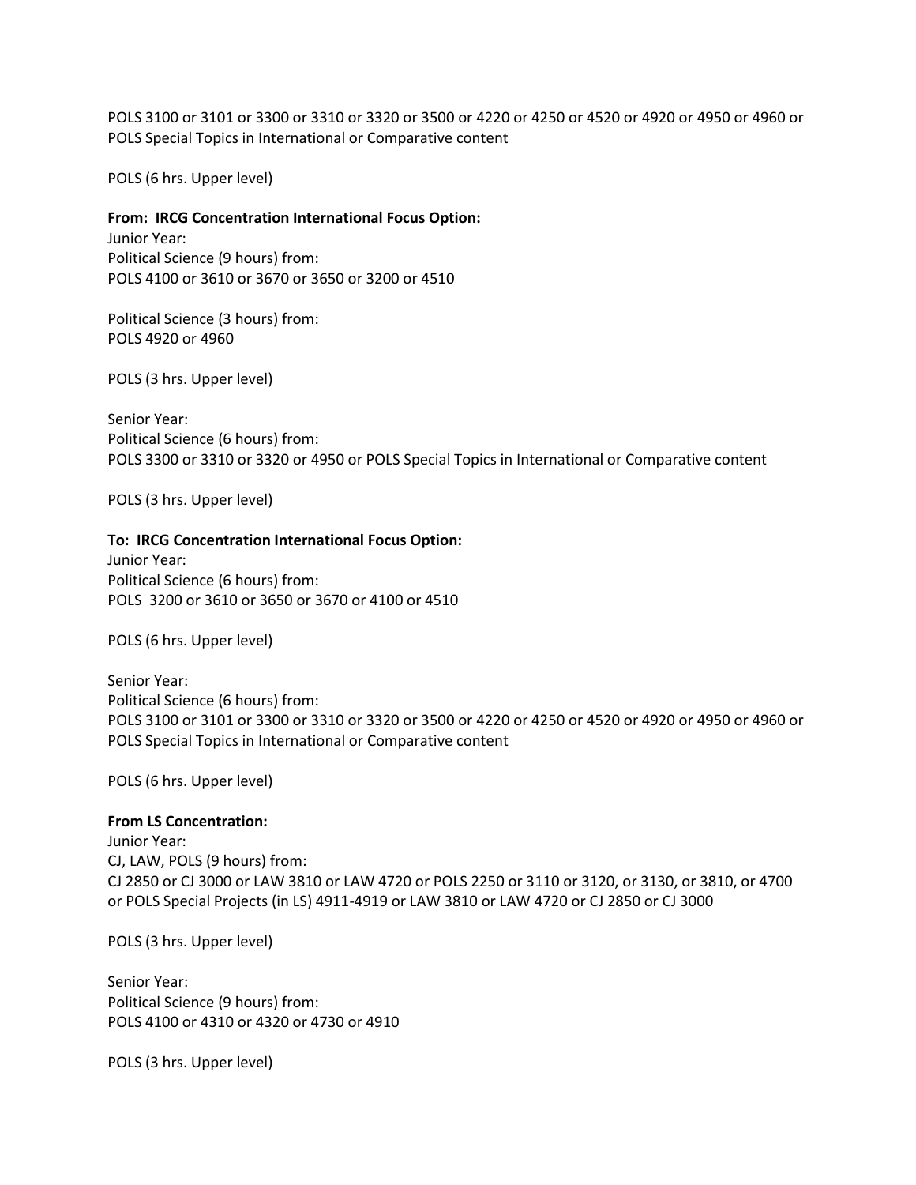POLS 3100 or 3101 or 3300 or 3310 or 3320 or 3500 or 4220 or 4250 or 4520 or 4920 or 4950 or 4960 or POLS Special Topics in International or Comparative content

POLS (6 hrs. Upper level)

**From: IRCG Concentration International Focus Option:**
Junior Year:
Political Science (9 hours) from:
POLS 4100 or 3610 or 3670 or 3650 or 3200 or 4510

Political Science (3 hours) from:
POLS 4920 or 4960

POLS (3 hrs. Upper level)

Senior Year:
Political Science (6 hours) from:
POLS 3300 or 3310 or 3320 or 4950 or POLS Special Topics in International or Comparative content

POLS (3 hrs. Upper level)

**To: IRCG Concentration International Focus Option:**
Junior Year:
Political Science (6 hours) from:
POLS 3200 or 3610 or 3650 or 3670 or 4100 or 4510

POLS (6 hrs. Upper level)

Senior Year:
Political Science (6 hours) from:
POLS 3100 or 3101 or 3300 or 3310 or 3320 or 3500 or 4220 or 4250 or 4520 or 4920 or 4950 or 4960 or POLS Special Topics in International or Comparative content

POLS (6 hrs. Upper level)

**From LS Concentration:**
Junior Year:
CJ, LAW, POLS (9 hours) from:
CJ 2850 or CJ 3000 or LAW 3810 or LAW 4720 or POLS 2250 or 3110 or 3120, or 3130, or 3810, or 4700 or POLS Special Projects (in LS) 4911-4919 or LAW 3810 or LAW 4720 or CJ 2850 or CJ 3000

POLS (3 hrs. Upper level)

Senior Year:
Political Science (9 hours) from:
POLS 4100 or 4310 or 4320 or 4730 or 4910

POLS (3 hrs. Upper level)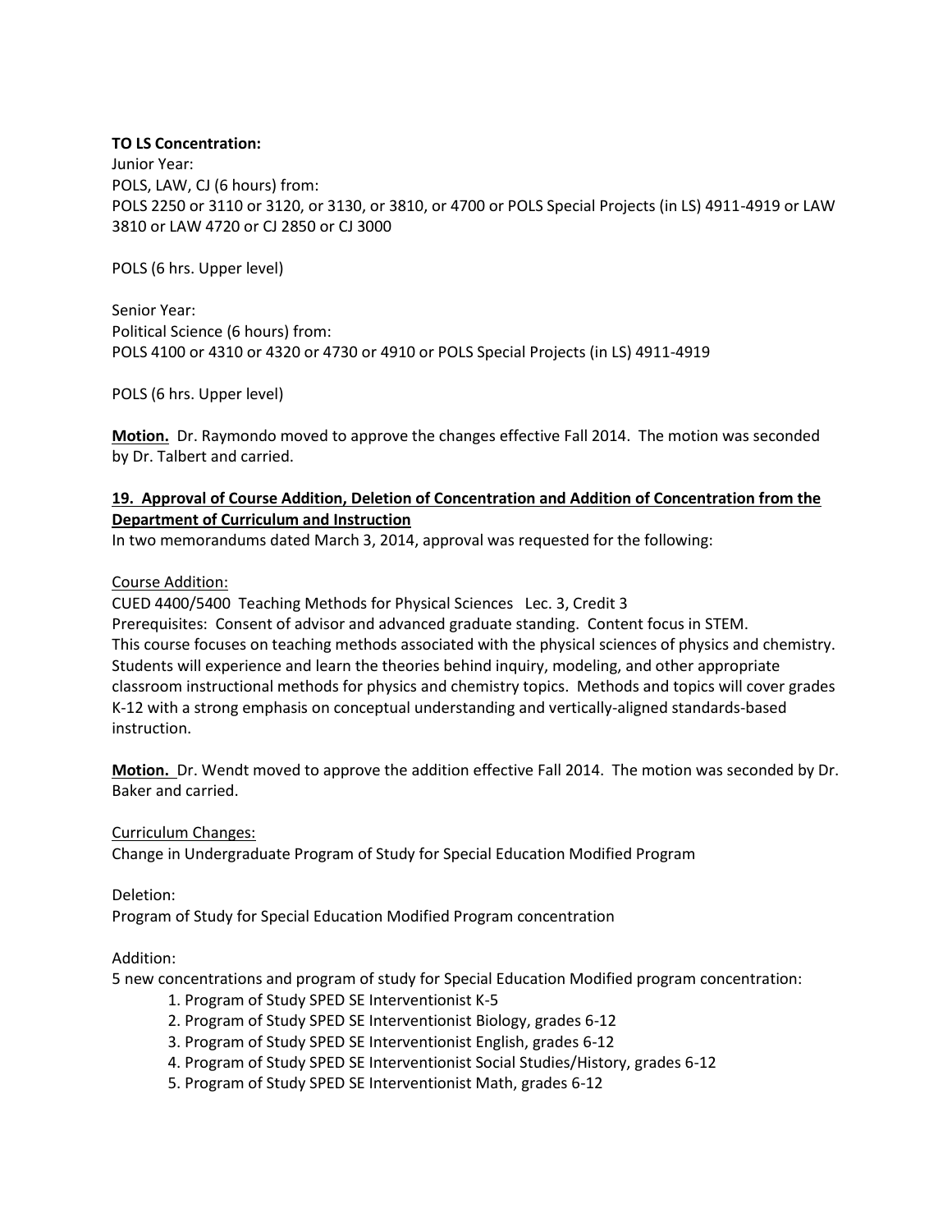**TO LS Concentration:**

Junior Year:
POLS, LAW, CJ (6 hours) from:
POLS 2250 or 3110 or 3120, or 3130, or 3810, or 4700 or POLS Special Projects (in LS) 4911-4919 or LAW 3810 or LAW 4720 or CJ 2850 or CJ 3000

POLS (6 hrs. Upper level)

Senior Year:
Political Science (6 hours) from:
POLS 4100 or 4310 or 4320 or 4730 or 4910 or POLS Special Projects (in LS) 4911-4919

POLS (6 hrs. Upper level)

**Motion.** Dr. Raymondo moved to approve the changes effective Fall 2014. The motion was seconded by Dr. Talbert and carried.

**19. Approval of Course Addition, Deletion of Concentration and Addition of Concentration from the Department of Curriculum and Instruction**

In two memorandums dated March 3, 2014, approval was requested for the following:

Course Addition:

CUED 4400/5400 Teaching Methods for Physical Sciences Lec. 3, Credit 3
Prerequisites: Consent of advisor and advanced graduate standing. Content focus in STEM.
This course focuses on teaching methods associated with the physical sciences of physics and chemistry. Students will experience and learn the theories behind inquiry, modeling, and other appropriate classroom instructional methods for physics and chemistry topics. Methods and topics will cover grades K-12 with a strong emphasis on conceptual understanding and vertically-aligned standards-based instruction.

**Motion.** Dr. Wendt moved to approve the addition effective Fall 2014. The motion was seconded by Dr. Baker and carried.

Curriculum Changes:

Change in Undergraduate Program of Study for Special Education Modified Program

Deletion:

Program of Study for Special Education Modified Program concentration

Addition:

5 new concentrations and program of study for Special Education Modified program concentration:

1. Program of Study SPED SE Interventionist K-5
2. Program of Study SPED SE Interventionist Biology, grades 6-12
3. Program of Study SPED SE Interventionist English, grades 6-12
4. Program of Study SPED SE Interventionist Social Studies/History, grades 6-12
5. Program of Study SPED SE Interventionist Math, grades 6-12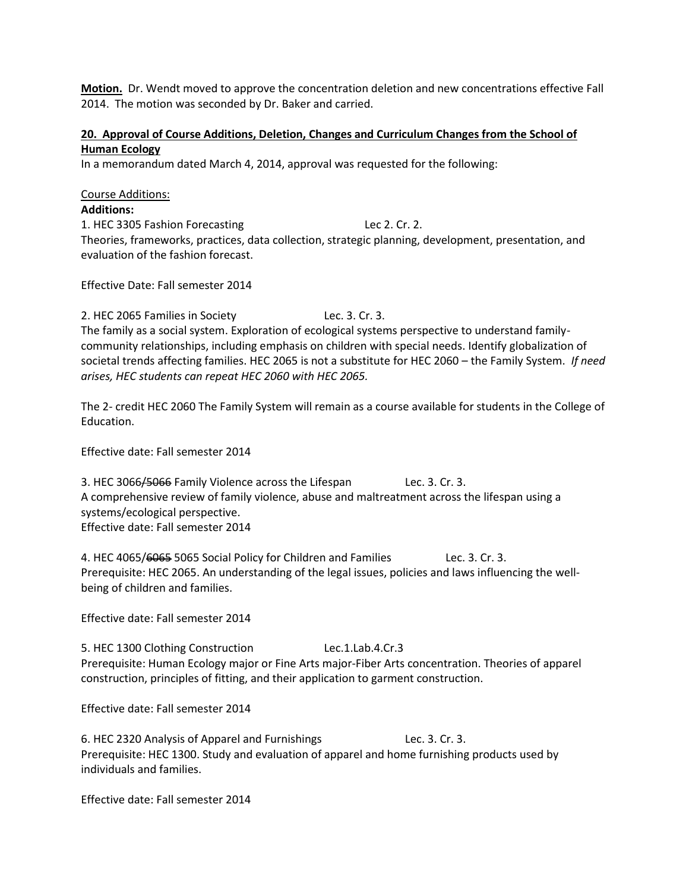**Motion.** Dr. Wendt moved to approve the concentration deletion and new concentrations effective Fall 2014. The motion was seconded by Dr. Baker and carried.

**20. Approval of Course Additions, Deletion, Changes and Curriculum Changes from the School of Human Ecology**

In a memorandum dated March 4, 2014, approval was requested for the following:

Course Additions:

**Additions:**

1. HEC 3305 Fashion Forecasting Lec 2. Cr. 2.
Theories, frameworks, practices, data collection, strategic planning, development, presentation, and evaluation of the fashion forecast.

Effective Date: Fall semester 2014

2. HEC 2065 Families in Society Lec. 3. Cr. 3.
The family as a social system. Exploration of ecological systems perspective to understand family-community relationships, including emphasis on children with special needs. Identify globalization of societal trends affecting families. HEC 2065 is not a substitute for HEC 2060 – the Family System. *If need arises, HEC students can repeat HEC 2060 with HEC 2065.*

The 2- credit HEC 2060 The Family System will remain as a course available for students in the College of Education.

Effective date: Fall semester 2014

3. HEC 3066~~/5066~~ Family Violence across the Lifespan Lec. 3. Cr. 3.
A comprehensive review of family violence, abuse and maltreatment across the lifespan using a systems/ecological perspective.
Effective date: Fall semester 2014

4. HEC 4065/~~6065~~ 5065 Social Policy for Children and Families Lec. 3. Cr. 3.
Prerequisite: HEC 2065. An understanding of the legal issues, policies and laws influencing the well-being of children and families.

Effective date: Fall semester 2014

5. HEC 1300 Clothing Construction Lec.1.Lab.4.Cr.3
Prerequisite: Human Ecology major or Fine Arts major-Fiber Arts concentration. Theories of apparel construction, principles of fitting, and their application to garment construction.

Effective date: Fall semester 2014

6. HEC 2320 Analysis of Apparel and Furnishings Lec. 3. Cr. 3.
Prerequisite: HEC 1300. Study and evaluation of apparel and home furnishing products used by individuals and families.

Effective date: Fall semester 2014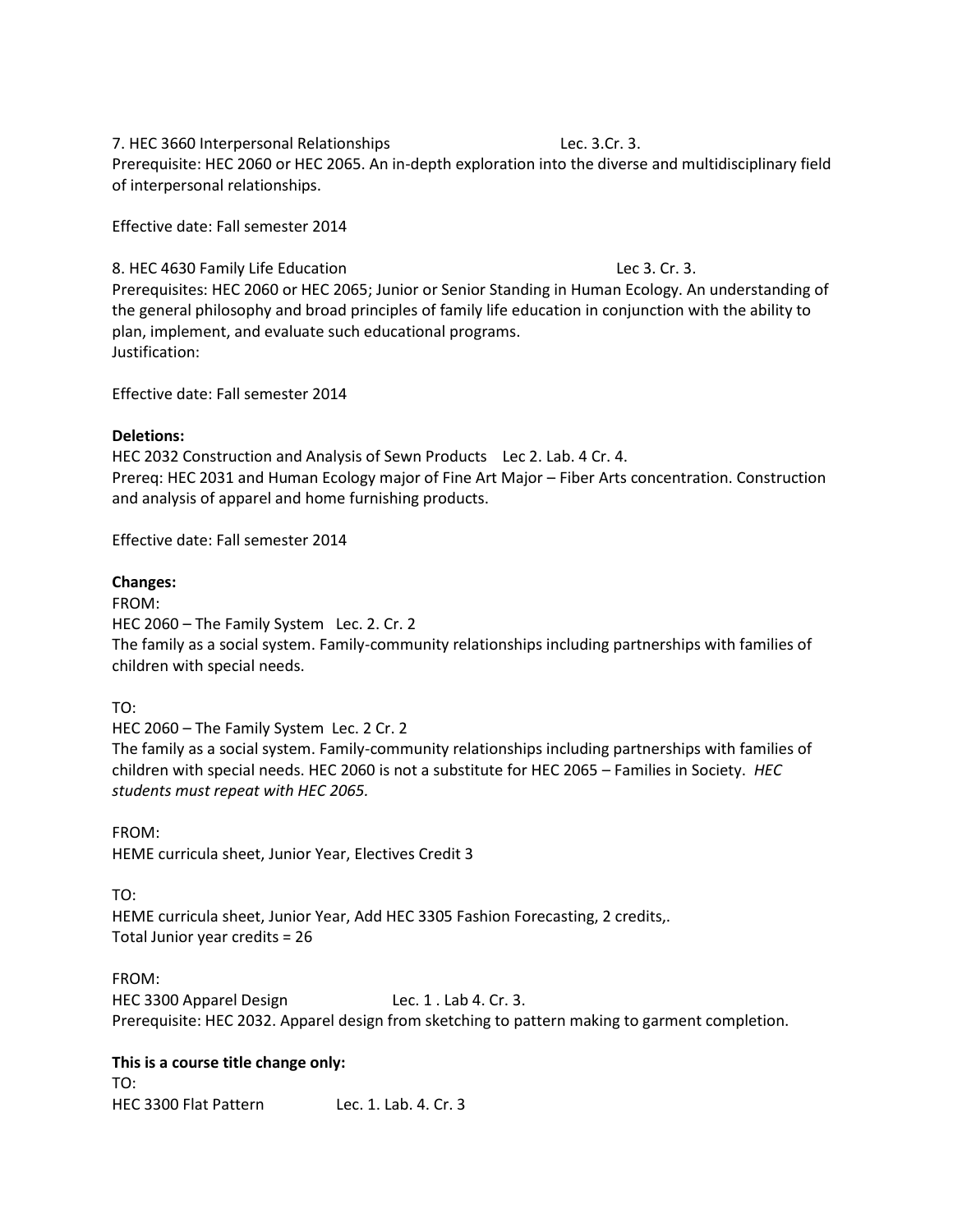7. HEC 3660 Interpersonal Relationships Lec. 3.Cr. 3.
Prerequisite: HEC 2060 or HEC 2065. An in-depth exploration into the diverse and multidisciplinary field of interpersonal relationships.

Effective date: Fall semester 2014

8. HEC 4630 Family Life Education Lec 3. Cr. 3.
Prerequisites: HEC 2060 or HEC 2065; Junior or Senior Standing in Human Ecology. An understanding of the general philosophy and broad principles of family life education in conjunction with the ability to plan, implement, and evaluate such educational programs.
Justification:

Effective date: Fall semester 2014

**Deletions:**
HEC 2032 Construction and Analysis of Sewn Products Lec 2. Lab. 4 Cr. 4.
Prereq: HEC 2031 and Human Ecology major of Fine Art Major – Fiber Arts concentration. Construction and analysis of apparel and home furnishing products.

Effective date: Fall semester 2014

**Changes:**
FROM:
HEC 2060 – The Family System Lec. 2. Cr. 2
The family as a social system. Family-community relationships including partnerships with families of children with special needs.

TO:
HEC 2060 – The Family System Lec. 2 Cr. 2
The family as a social system. Family-community relationships including partnerships with families of children with special needs. HEC 2060 is not a substitute for HEC 2065 – Families in Society. *HEC students must repeat with HEC 2065.*

FROM:
HEME curricula sheet, Junior Year, Electives Credit 3

TO:
HEME curricula sheet, Junior Year, Add HEC 3305 Fashion Forecasting, 2 credits,.
Total Junior year credits = 26

FROM:
HEC 3300 Apparel Design Lec. 1 . Lab 4. Cr. 3.
Prerequisite: HEC 2032. Apparel design from sketching to pattern making to garment completion.

**This is a course title change only:**
TO:
HEC 3300 Flat Pattern Lec. 1. Lab. 4. Cr. 3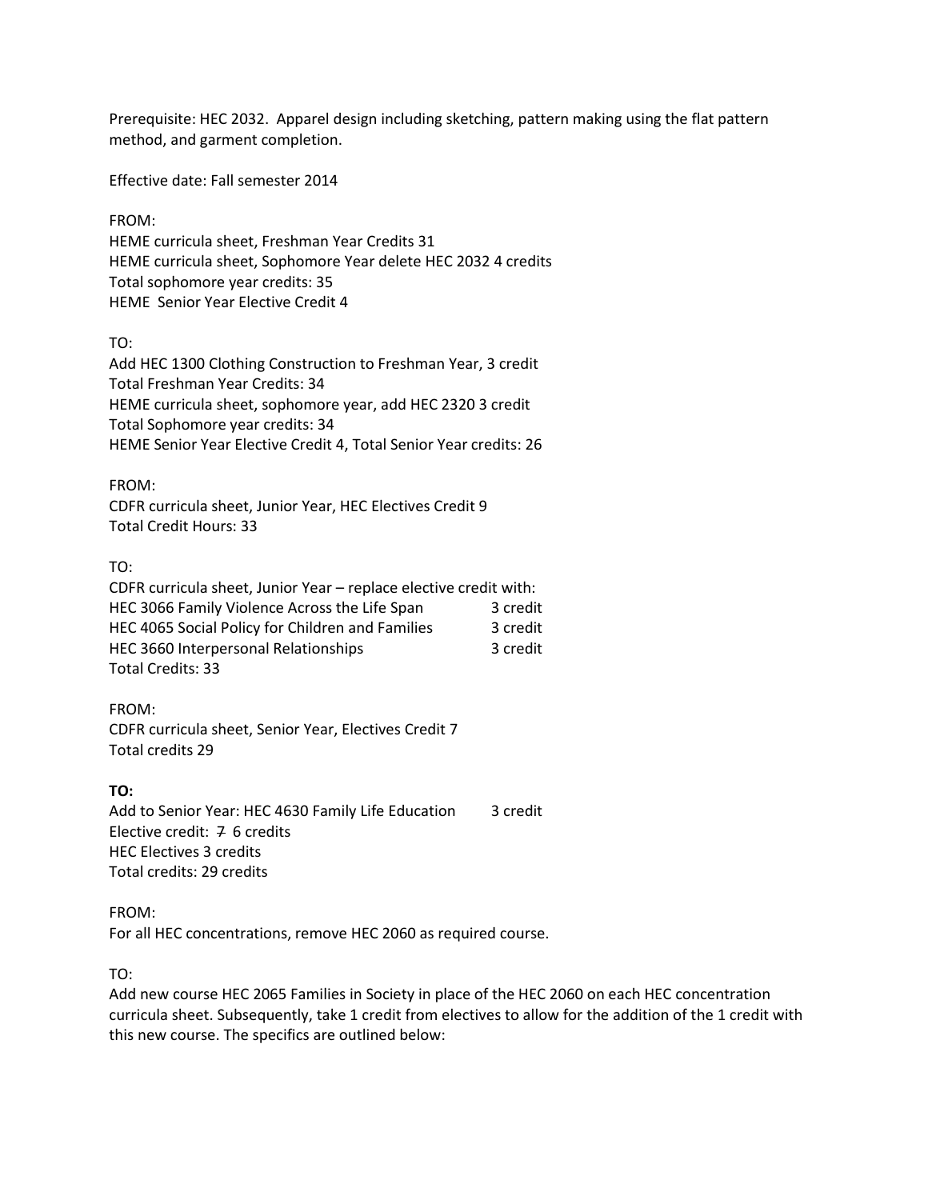Prerequisite: HEC 2032. Apparel design including sketching, pattern making using the flat pattern method, and garment completion.

Effective date: Fall semester 2014

FROM:
HEME curricula sheet, Freshman Year Credits 31
HEME curricula sheet, Sophomore Year delete HEC 2032 4 credits
Total sophomore year credits: 35
HEME Senior Year Elective Credit 4

TO:
Add HEC 1300 Clothing Construction to Freshman Year, 3 credit
Total Freshman Year Credits: 34
HEME curricula sheet, sophomore year, add HEC 2320 3 credit
Total Sophomore year credits: 34
HEME Senior Year Elective Credit 4, Total Senior Year credits: 26

FROM:
CDFR curricula sheet, Junior Year, HEC Electives Credit 9
Total Credit Hours: 33

TO:
CDFR curricula sheet, Junior Year – replace elective credit with:

| | |
|---|---|
| HEC 3066 Family Violence Across the Life Span | 3 credit |
| HEC 4065 Social Policy for Children and Families | 3 credit |
| HEC 3660 Interpersonal Relationships | 3 credit |

Total Credits: 33

FROM:
CDFR curricula sheet, Senior Year, Electives Credit 7
Total credits 29

**TO:**
Add to Senior Year: HEC 4630 Family Life Education 3 credit
Elective credit: ~~7~~ 6 credits
HEC Electives 3 credits
Total credits: 29 credits

FROM:
For all HEC concentrations, remove HEC 2060 as required course.

TO:
Add new course HEC 2065 Families in Society in place of the HEC 2060 on each HEC concentration curricula sheet. Subsequently, take 1 credit from electives to allow for the addition of the 1 credit with this new course. The specifics are outlined below: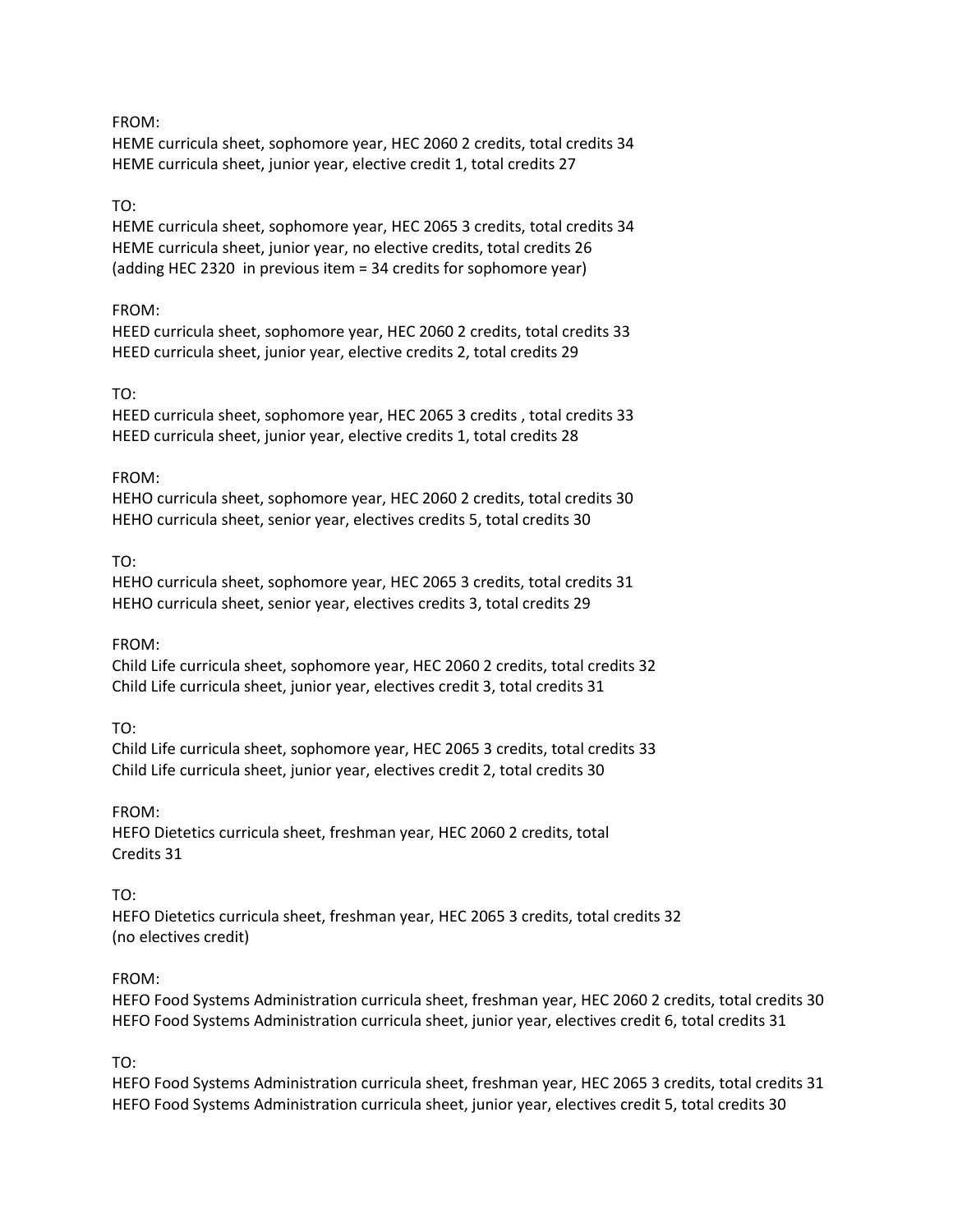FROM:
HEME curricula sheet, sophomore year, HEC 2060 2 credits, total credits 34
HEME curricula sheet, junior year, elective credit 1, total credits 27

TO:
HEME curricula sheet, sophomore year, HEC 2065 3 credits, total credits 34
HEME curricula sheet, junior year, no elective credits, total credits 26
(adding HEC 2320 in previous item = 34 credits for sophomore year)

FROM:
HEED curricula sheet, sophomore year, HEC 2060 2 credits, total credits 33
HEED curricula sheet, junior year, elective credits 2, total credits 29

TO:
HEED curricula sheet, sophomore year, HEC 2065 3 credits , total credits 33
HEED curricula sheet, junior year, elective credits 1, total credits 28

FROM:
HEHO curricula sheet, sophomore year, HEC 2060 2 credits, total credits 30
HEHO curricula sheet, senior year, electives credits 5, total credits 30

TO:
HEHO curricula sheet, sophomore year, HEC 2065 3 credits, total credits 31
HEHO curricula sheet, senior year, electives credits 3, total credits 29

FROM:
Child Life curricula sheet, sophomore year, HEC 2060 2 credits, total credits 32
Child Life curricula sheet, junior year, electives credit 3, total credits 31

TO:
Child Life curricula sheet, sophomore year, HEC 2065 3 credits, total credits 33
Child Life curricula sheet, junior year, electives credit 2, total credits 30

FROM:
HEFO Dietetics curricula sheet, freshman year, HEC 2060 2 credits, total
Credits 31

TO:
HEFO Dietetics curricula sheet, freshman year, HEC 2065 3 credits, total credits 32
(no electives credit)

FROM:
HEFO Food Systems Administration curricula sheet, freshman year, HEC 2060 2 credits, total credits 30
HEFO Food Systems Administration curricula sheet, junior year, electives credit 6, total credits 31

TO:
HEFO Food Systems Administration curricula sheet, freshman year, HEC 2065 3 credits, total credits 31
HEFO Food Systems Administration curricula sheet, junior year, electives credit 5, total credits 30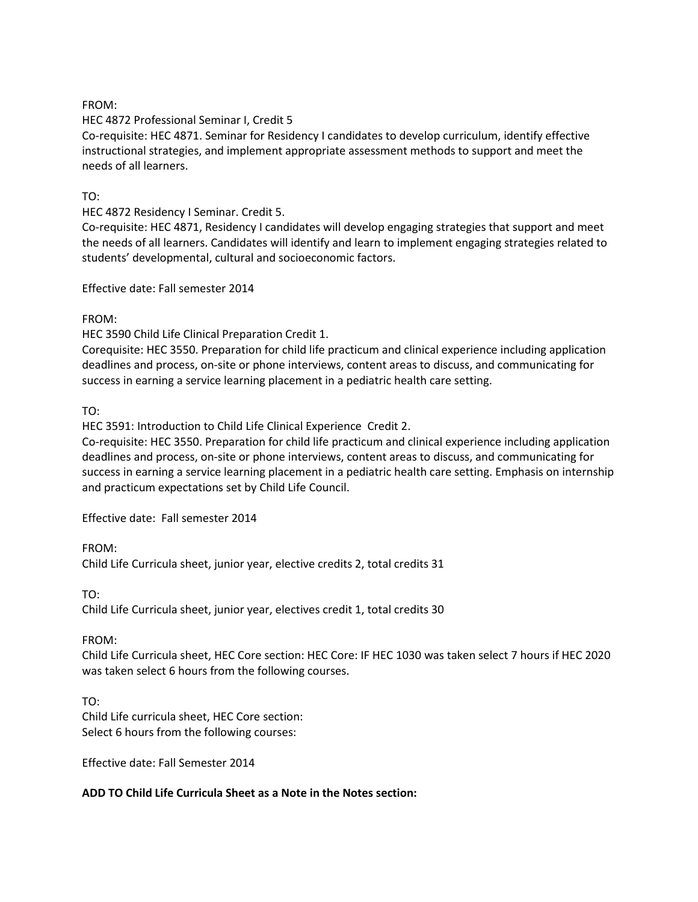FROM:
HEC 4872 Professional Seminar I, Credit 5
Co-requisite: HEC 4871. Seminar for Residency I candidates to develop curriculum, identify effective instructional strategies, and implement appropriate assessment methods to support and meet the needs of all learners.

TO:
HEC 4872 Residency I Seminar. Credit 5.
Co-requisite: HEC 4871, Residency I candidates will develop engaging strategies that support and meet the needs of all learners. Candidates will identify and learn to implement engaging strategies related to students' developmental, cultural and socioeconomic factors.

Effective date: Fall semester 2014

FROM:
HEC 3590 Child Life Clinical Preparation Credit 1.
Corequisite: HEC 3550. Preparation for child life practicum and clinical experience including application deadlines and process, on-site or phone interviews, content areas to discuss, and communicating for success in earning a service learning placement in a pediatric health care setting.

TO:
HEC 3591: Introduction to Child Life Clinical Experience Credit 2.
Co-requisite: HEC 3550. Preparation for child life practicum and clinical experience including application deadlines and process, on-site or phone interviews, content areas to discuss, and communicating for success in earning a service learning placement in a pediatric health care setting. Emphasis on internship and practicum expectations set by Child Life Council.

Effective date: Fall semester 2014

FROM:
Child Life Curricula sheet, junior year, elective credits 2, total credits 31

TO:
Child Life Curricula sheet, junior year, electives credit 1, total credits 30

FROM:
Child Life Curricula sheet, HEC Core section: HEC Core: IF HEC 1030 was taken select 7 hours if HEC 2020 was taken select 6 hours from the following courses.

TO:
Child Life curricula sheet, HEC Core section:
Select 6 hours from the following courses:

Effective date: Fall Semester 2014

**ADD TO Child Life Curricula Sheet as a Note in the Notes section:**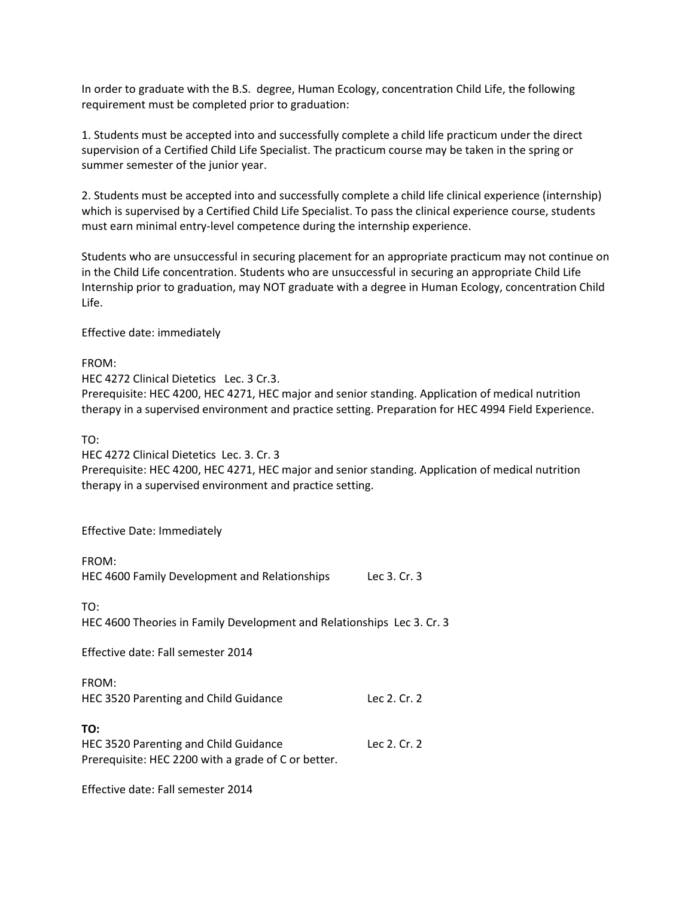In order to graduate with the B.S. degree, Human Ecology, concentration Child Life, the following requirement must be completed prior to graduation:

1. Students must be accepted into and successfully complete a child life practicum under the direct supervision of a Certified Child Life Specialist. The practicum course may be taken in the spring or summer semester of the junior year.

2. Students must be accepted into and successfully complete a child life clinical experience (internship) which is supervised by a Certified Child Life Specialist. To pass the clinical experience course, students must earn minimal entry-level competence during the internship experience.

Students who are unsuccessful in securing placement for an appropriate practicum may not continue on in the Child Life concentration. Students who are unsuccessful in securing an appropriate Child Life Internship prior to graduation, may NOT graduate with a degree in Human Ecology, concentration Child Life.

Effective date: immediately

FROM:
HEC 4272 Clinical Dietetics Lec. 3 Cr.3.
Prerequisite: HEC 4200, HEC 4271, HEC major and senior standing. Application of medical nutrition therapy in a supervised environment and practice setting. Preparation for HEC 4994 Field Experience.

TO:
HEC 4272 Clinical Dietetics Lec. 3. Cr. 3
Prerequisite: HEC 4200, HEC 4271, HEC major and senior standing. Application of medical nutrition therapy in a supervised environment and practice setting.

Effective Date: Immediately

FROM:
HEC 4600 Family Development and Relationships Lec 3. Cr. 3

TO:
HEC 4600 Theories in Family Development and Relationships Lec 3. Cr. 3

Effective date: Fall semester 2014

FROM:
HEC 3520 Parenting and Child Guidance Lec 2. Cr. 2

**TO:**
HEC 3520 Parenting and Child Guidance Lec 2. Cr. 2
Prerequisite: HEC 2200 with a grade of C or better.

Effective date: Fall semester 2014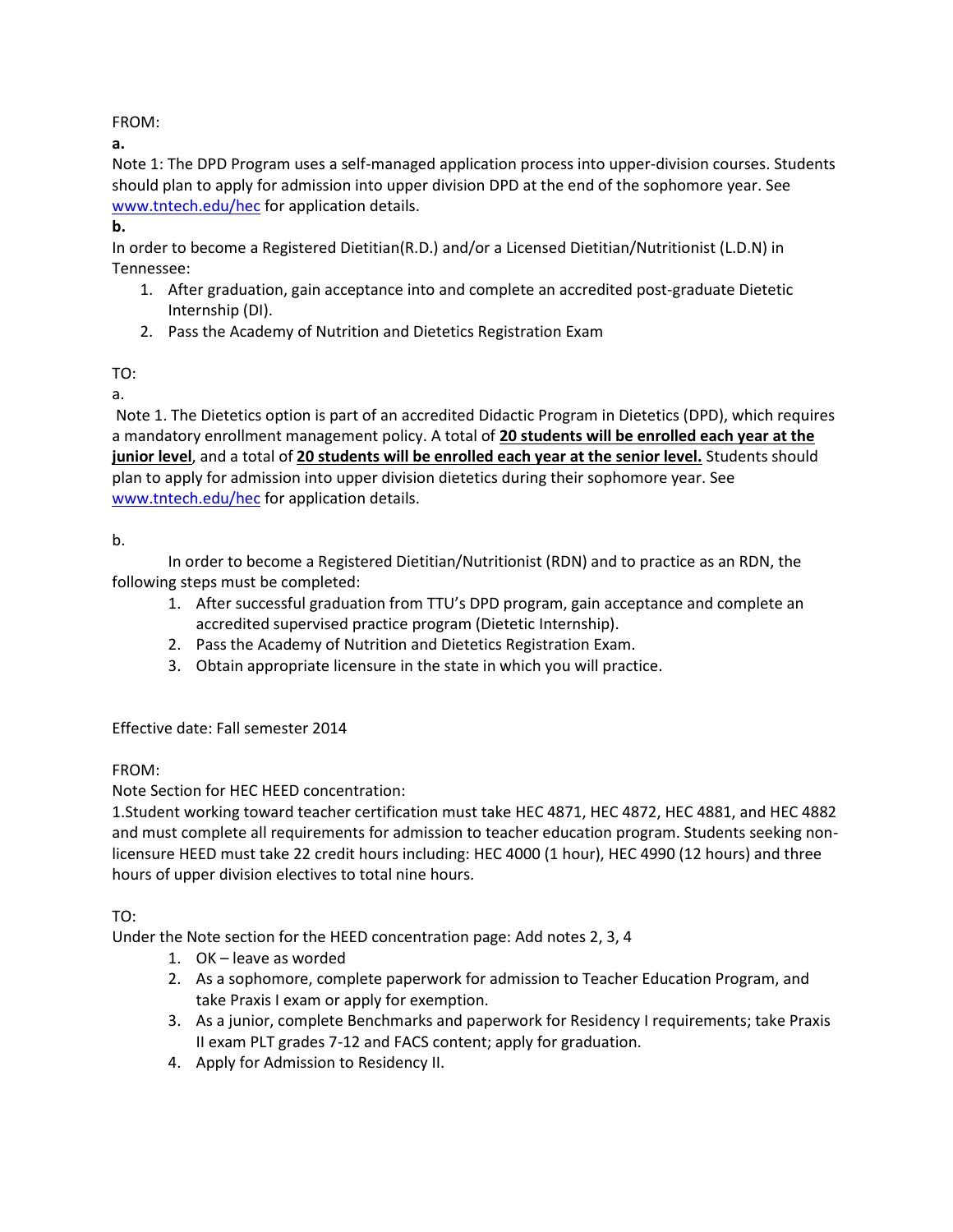FROM:

**a.**

Note 1: The DPD Program uses a self-managed application process into upper-division courses. Students should plan to apply for admission into upper division DPD at the end of the sophomore year. See www.tntech.edu/hec for application details.

**b.**

In order to become a Registered Dietitian(R.D.) and/or a Licensed Dietitian/Nutritionist (L.D.N) in Tennessee:

1. After graduation, gain acceptance into and complete an accredited post-graduate Dietetic Internship (DI).
2. Pass the Academy of Nutrition and Dietetics Registration Exam

TO:

a.

Note 1. The Dietetics option is part of an accredited Didactic Program in Dietetics (DPD), which requires a mandatory enrollment management policy. A total of **20 students will be enrolled each year at the junior level**, and a total of **20 students will be enrolled each year at the senior level.** Students should plan to apply for admission into upper division dietetics during their sophomore year. See www.tntech.edu/hec for application details.

b.

In order to become a Registered Dietitian/Nutritionist (RDN) and to practice as an RDN, the following steps must be completed:

1. After successful graduation from TTU's DPD program, gain acceptance and complete an accredited supervised practice program (Dietetic Internship).
2. Pass the Academy of Nutrition and Dietetics Registration Exam.
3. Obtain appropriate licensure in the state in which you will practice.

Effective date: Fall semester 2014

FROM:

Note Section for HEC HEED concentration:

1.Student working toward teacher certification must take HEC 4871, HEC 4872, HEC 4881, and HEC 4882 and must complete all requirements for admission to teacher education program. Students seeking non-licensure HEED must take 22 credit hours including: HEC 4000 (1 hour), HEC 4990 (12 hours) and three hours of upper division electives to total nine hours.

TO:

Under the Note section for the HEED concentration page: Add notes 2, 3, 4

1. OK – leave as worded
2. As a sophomore, complete paperwork for admission to Teacher Education Program, and take Praxis I exam or apply for exemption.
3. As a junior, complete Benchmarks and paperwork for Residency I requirements; take Praxis II exam PLT grades 7-12 and FACS content; apply for graduation.
4. Apply for Admission to Residency II.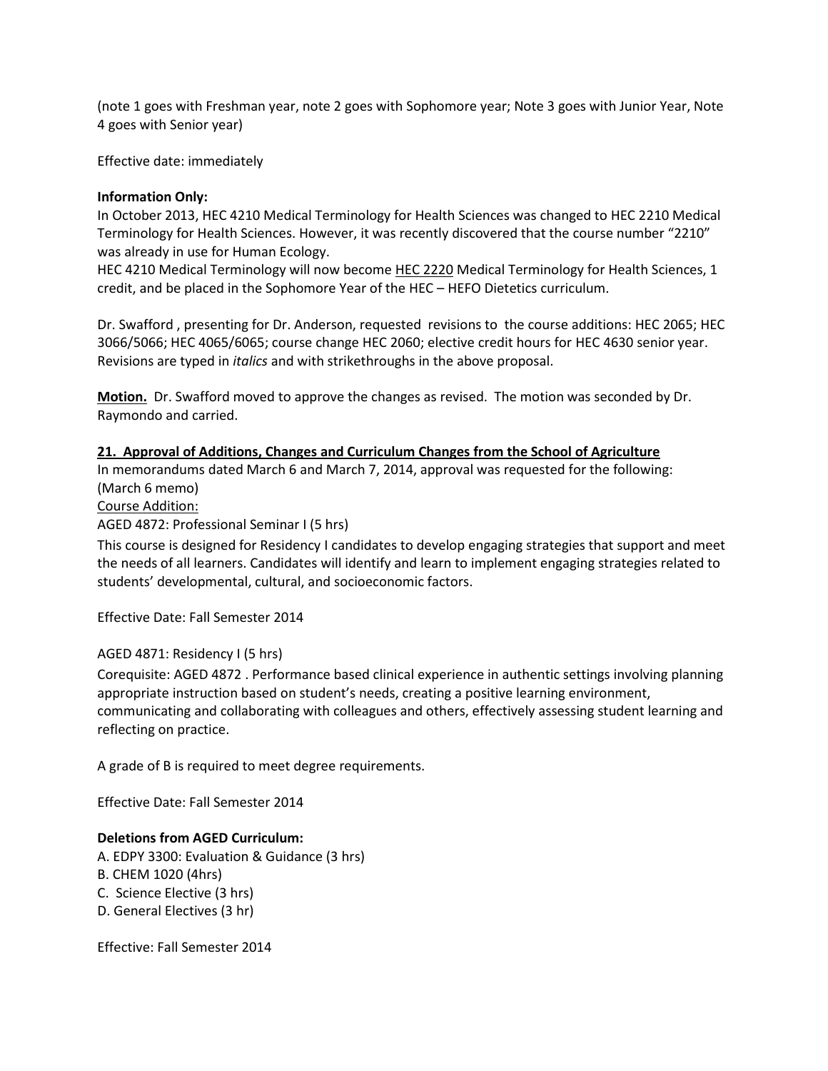(note 1 goes with Freshman year, note 2 goes with Sophomore year; Note 3 goes with Junior Year, Note 4 goes with Senior year)

Effective date: immediately

**Information Only:**
In October 2013, HEC 4210 Medical Terminology for Health Sciences was changed to HEC 2210 Medical Terminology for Health Sciences. However, it was recently discovered that the course number "2210" was already in use for Human Ecology.
HEC 4210 Medical Terminology will now become <u>HEC 2220</u> Medical Terminology for Health Sciences, 1 credit, and be placed in the Sophomore Year of the HEC – HEFO Dietetics curriculum.

Dr. Swafford , presenting for Dr. Anderson, requested revisions to the course additions: HEC 2065; HEC 3066/5066; HEC 4065/6065; course change HEC 2060; elective credit hours for HEC 4630 senior year. Revisions are typed in *italics* and with strikethroughs in the above proposal.

**<u>Motion.</u>** Dr. Swafford moved to approve the changes as revised. The motion was seconded by Dr. Raymondo and carried.

**<u>21. Approval of Additions, Changes and Curriculum Changes from the School of Agriculture</u>**

In memorandums dated March 6 and March 7, 2014, approval was requested for the following:
(March 6 memo)
<u>Course Addition:</u>
AGED 4872: Professional Seminar I (5 hrs)
This course is designed for Residency I candidates to develop engaging strategies that support and meet the needs of all learners. Candidates will identify and learn to implement engaging strategies related to students' developmental, cultural, and socioeconomic factors.

Effective Date: Fall Semester 2014

AGED 4871: Residency I (5 hrs)
Corequisite: AGED 4872 . Performance based clinical experience in authentic settings involving planning appropriate instruction based on student's needs, creating a positive learning environment, communicating and collaborating with colleagues and others, effectively assessing student learning and reflecting on practice.

A grade of B is required to meet degree requirements.

Effective Date: Fall Semester 2014

**Deletions from AGED Curriculum:**
A. EDPY 3300: Evaluation & Guidance (3 hrs)
B. CHEM 1020 (4hrs)
C. Science Elective (3 hrs)
D. General Electives (3 hr)

Effective: Fall Semester 2014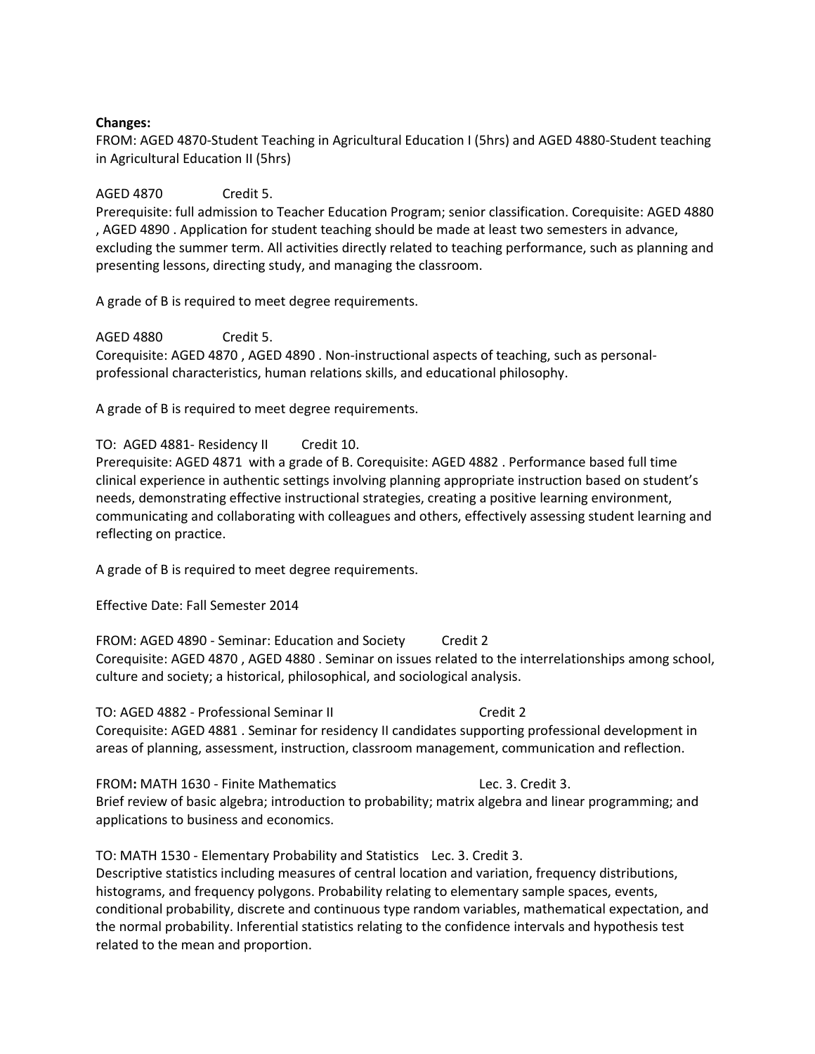**Changes:**

FROM: AGED 4870-Student Teaching in Agricultural Education I (5hrs) and AGED 4880-Student teaching in Agricultural Education II (5hrs)

AGED 4870 Credit 5.
Prerequisite: full admission to Teacher Education Program; senior classification. Corequisite: AGED 4880 , AGED 4890 . Application for student teaching should be made at least two semesters in advance, excluding the summer term. All activities directly related to teaching performance, such as planning and presenting lessons, directing study, and managing the classroom.

A grade of B is required to meet degree requirements.

AGED 4880 Credit 5.
Corequisite: AGED 4870 , AGED 4890 . Non-instructional aspects of teaching, such as personal-professional characteristics, human relations skills, and educational philosophy.

A grade of B is required to meet degree requirements.

TO: AGED 4881- Residency II Credit 10.
Prerequisite: AGED 4871 with a grade of B. Corequisite: AGED 4882 . Performance based full time clinical experience in authentic settings involving planning appropriate instruction based on student's needs, demonstrating effective instructional strategies, creating a positive learning environment, communicating and collaborating with colleagues and others, effectively assessing student learning and reflecting on practice.

A grade of B is required to meet degree requirements.

Effective Date: Fall Semester 2014

FROM: AGED 4890 - Seminar: Education and Society Credit 2
Corequisite: AGED 4870 , AGED 4880 . Seminar on issues related to the interrelationships among school, culture and society; a historical, philosophical, and sociological analysis.

TO: AGED 4882 - Professional Seminar II Credit 2
Corequisite: AGED 4881 . Seminar for residency II candidates supporting professional development in areas of planning, assessment, instruction, classroom management, communication and reflection.

FROM**:** MATH 1630 - Finite Mathematics Lec. 3. Credit 3.
Brief review of basic algebra; introduction to probability; matrix algebra and linear programming; and applications to business and economics.

TO: MATH 1530 - Elementary Probability and Statistics Lec. 3. Credit 3.
Descriptive statistics including measures of central location and variation, frequency distributions, histograms, and frequency polygons. Probability relating to elementary sample spaces, events, conditional probability, discrete and continuous type random variables, mathematical expectation, and the normal probability. Inferential statistics relating to the confidence intervals and hypothesis test related to the mean and proportion.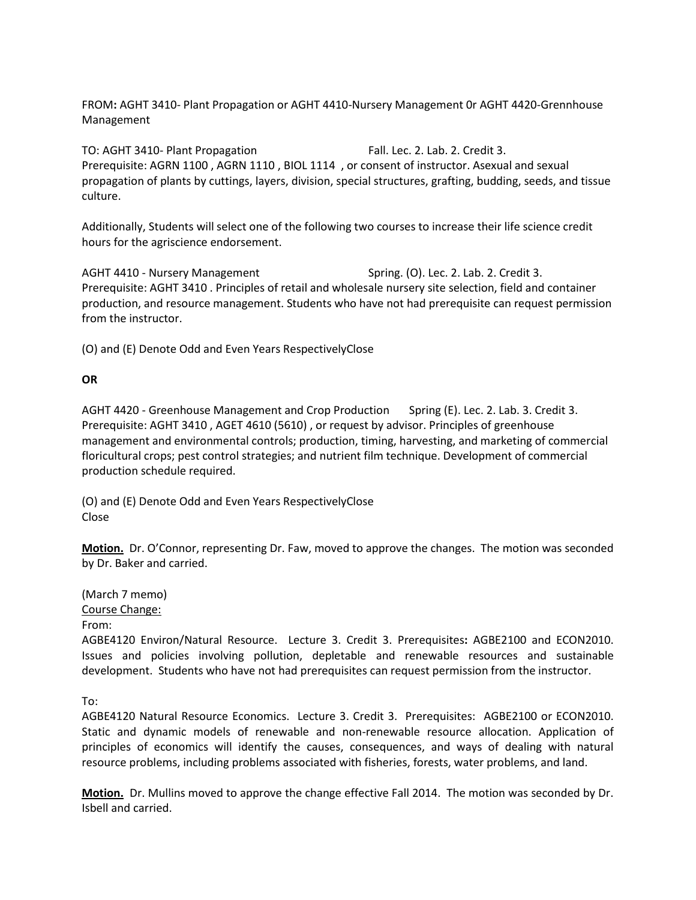FROM**:** AGHT 3410- Plant Propagation or AGHT 4410-Nursery Management 0r AGHT 4420-Grennhouse Management

TO: AGHT 3410- Plant Propagation Fall. Lec. 2. Lab. 2. Credit 3.
Prerequisite: AGRN 1100 , AGRN 1110 , BIOL 1114 , or consent of instructor. Asexual and sexual propagation of plants by cuttings, layers, division, special structures, grafting, budding, seeds, and tissue culture.

Additionally, Students will select one of the following two courses to increase their life science credit hours for the agriscience endorsement.

AGHT 4410 - Nursery Management Spring. (O). Lec. 2. Lab. 2. Credit 3.
Prerequisite: AGHT 3410 . Principles of retail and wholesale nursery site selection, field and container production, and resource management. Students who have not had prerequisite can request permission from the instructor.

(O) and (E) Denote Odd and Even Years RespectivelyClose

**OR**

AGHT 4420 - Greenhouse Management and Crop Production Spring (E). Lec. 2. Lab. 3. Credit 3.
Prerequisite: AGHT 3410 , AGET 4610 (5610) , or request by advisor. Principles of greenhouse management and environmental controls; production, timing, harvesting, and marketing of commercial floricultural crops; pest control strategies; and nutrient film technique. Development of commercial production schedule required.

(O) and (E) Denote Odd and Even Years RespectivelyClose
Close

**Motion.** Dr. O'Connor, representing Dr. Faw, moved to approve the changes. The motion was seconded by Dr. Baker and carried.

(March 7 memo)
Course Change:
From:
AGBE4120 Environ/Natural Resource. Lecture 3. Credit 3. Prerequisites**:** AGBE2100 and ECON2010. Issues and policies involving pollution, depletable and renewable resources and sustainable development. Students who have not had prerequisites can request permission from the instructor.

To:
AGBE4120 Natural Resource Economics. Lecture 3. Credit 3. Prerequisites: AGBE2100 or ECON2010. Static and dynamic models of renewable and non-renewable resource allocation. Application of principles of economics will identify the causes, consequences, and ways of dealing with natural resource problems, including problems associated with fisheries, forests, water problems, and land.

**Motion.** Dr. Mullins moved to approve the change effective Fall 2014. The motion was seconded by Dr. Isbell and carried.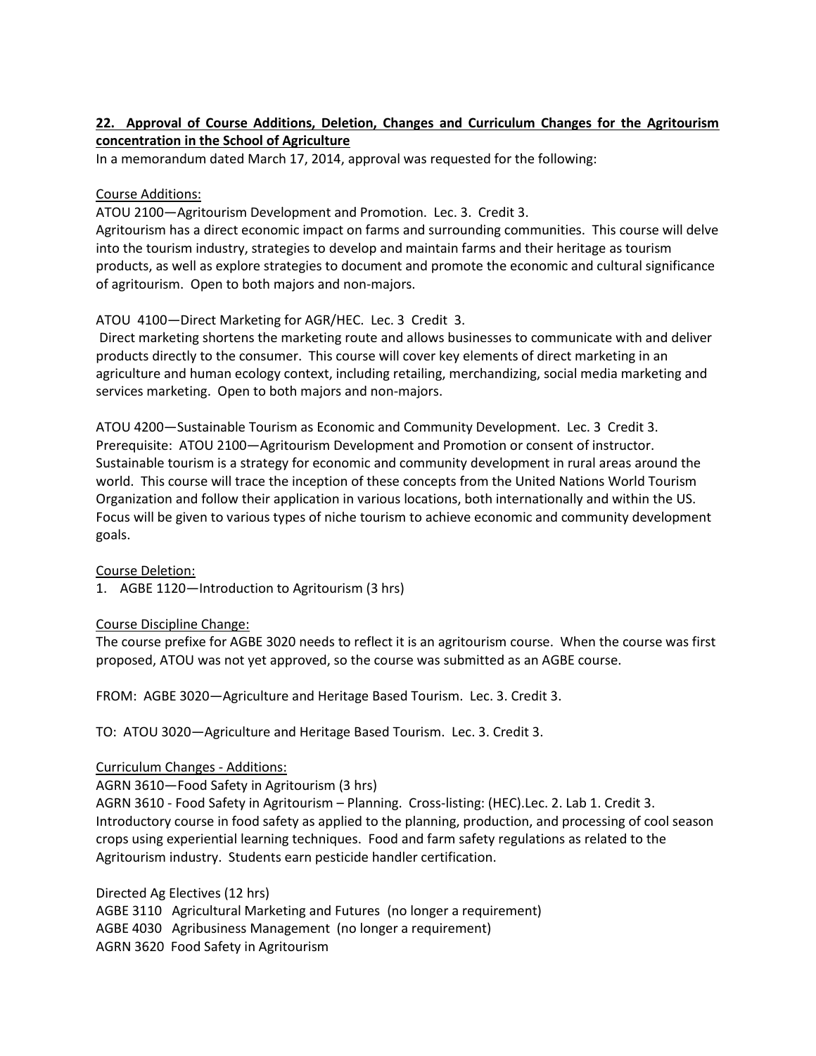**22. Approval of Course Additions, Deletion, Changes and Curriculum Changes for the Agritourism concentration in the School of Agriculture**

In a memorandum dated March 17, 2014, approval was requested for the following:

Course Additions:

ATOU 2100—Agritourism Development and Promotion. Lec. 3. Credit 3.
Agritourism has a direct economic impact on farms and surrounding communities. This course will delve into the tourism industry, strategies to develop and maintain farms and their heritage as tourism products, as well as explore strategies to document and promote the economic and cultural significance of agritourism. Open to both majors and non-majors.

ATOU 4100—Direct Marketing for AGR/HEC. Lec. 3 Credit 3.
Direct marketing shortens the marketing route and allows businesses to communicate with and deliver products directly to the consumer. This course will cover key elements of direct marketing in an agriculture and human ecology context, including retailing, merchandizing, social media marketing and services marketing. Open to both majors and non-majors.

ATOU 4200—Sustainable Tourism as Economic and Community Development. Lec. 3 Credit 3.
Prerequisite: ATOU 2100—Agritourism Development and Promotion or consent of instructor.
Sustainable tourism is a strategy for economic and community development in rural areas around the world. This course will trace the inception of these concepts from the United Nations World Tourism Organization and follow their application in various locations, both internationally and within the US. Focus will be given to various types of niche tourism to achieve economic and community development goals.

Course Deletion:

1. AGBE 1120—Introduction to Agritourism (3 hrs)

Course Discipline Change:

The course prefixe for AGBE 3020 needs to reflect it is an agritourism course. When the course was first proposed, ATOU was not yet approved, so the course was submitted as an AGBE course.

FROM: AGBE 3020—Agriculture and Heritage Based Tourism. Lec. 3. Credit 3.

TO: ATOU 3020—Agriculture and Heritage Based Tourism. Lec. 3. Credit 3.

Curriculum Changes - Additions:

AGRN 3610—Food Safety in Agritourism (3 hrs)
AGRN 3610 - Food Safety in Agritourism – Planning. Cross-listing: (HEC).Lec. 2. Lab 1. Credit 3.
Introductory course in food safety as applied to the planning, production, and processing of cool season crops using experiential learning techniques. Food and farm safety regulations as related to the Agritourism industry. Students earn pesticide handler certification.

Directed Ag Electives (12 hrs)
AGBE 3110 Agricultural Marketing and Futures (no longer a requirement)
AGBE 4030 Agribusiness Management (no longer a requirement)
AGRN 3620 Food Safety in Agritourism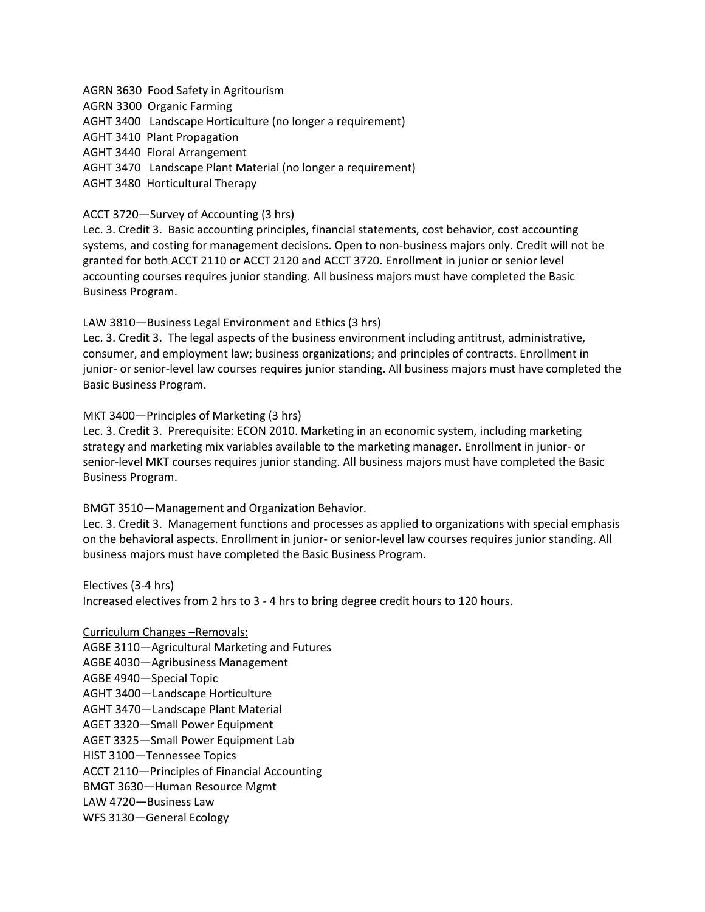AGRN 3630 Food Safety in Agritourism
AGRN 3300 Organic Farming
AGHT 3400 Landscape Horticulture (no longer a requirement)
AGHT 3410 Plant Propagation
AGHT 3440 Floral Arrangement
AGHT 3470 Landscape Plant Material (no longer a requirement)
AGHT 3480 Horticultural Therapy

ACCT 3720—Survey of Accounting (3 hrs)
Lec. 3. Credit 3. Basic accounting principles, financial statements, cost behavior, cost accounting systems, and costing for management decisions. Open to non-business majors only. Credit will not be granted for both ACCT 2110 or ACCT 2120 and ACCT 3720. Enrollment in junior or senior level accounting courses requires junior standing. All business majors must have completed the Basic Business Program.

LAW 3810—Business Legal Environment and Ethics (3 hrs)
Lec. 3. Credit 3. The legal aspects of the business environment including antitrust, administrative, consumer, and employment law; business organizations; and principles of contracts. Enrollment in junior- or senior-level law courses requires junior standing. All business majors must have completed the Basic Business Program.

MKT 3400—Principles of Marketing (3 hrs)
Lec. 3. Credit 3. Prerequisite: ECON 2010. Marketing in an economic system, including marketing strategy and marketing mix variables available to the marketing manager. Enrollment in junior- or senior-level MKT courses requires junior standing. All business majors must have completed the Basic Business Program.

BMGT 3510—Management and Organization Behavior.
Lec. 3. Credit 3. Management functions and processes as applied to organizations with special emphasis on the behavioral aspects. Enrollment in junior- or senior-level law courses requires junior standing. All business majors must have completed the Basic Business Program.

Electives (3-4 hrs)
Increased electives from 2 hrs to 3 - 4 hrs to bring degree credit hours to 120 hours.

<u>Curriculum Changes –Removals:</u>
AGBE 3110—Agricultural Marketing and Futures
AGBE 4030—Agribusiness Management
AGBE 4940—Special Topic
AGHT 3400—Landscape Horticulture
AGHT 3470—Landscape Plant Material
AGET 3320—Small Power Equipment
AGET 3325—Small Power Equipment Lab
HIST 3100—Tennessee Topics
ACCT 2110—Principles of Financial Accounting
BMGT 3630—Human Resource Mgmt
LAW 4720—Business Law
WFS 3130—General Ecology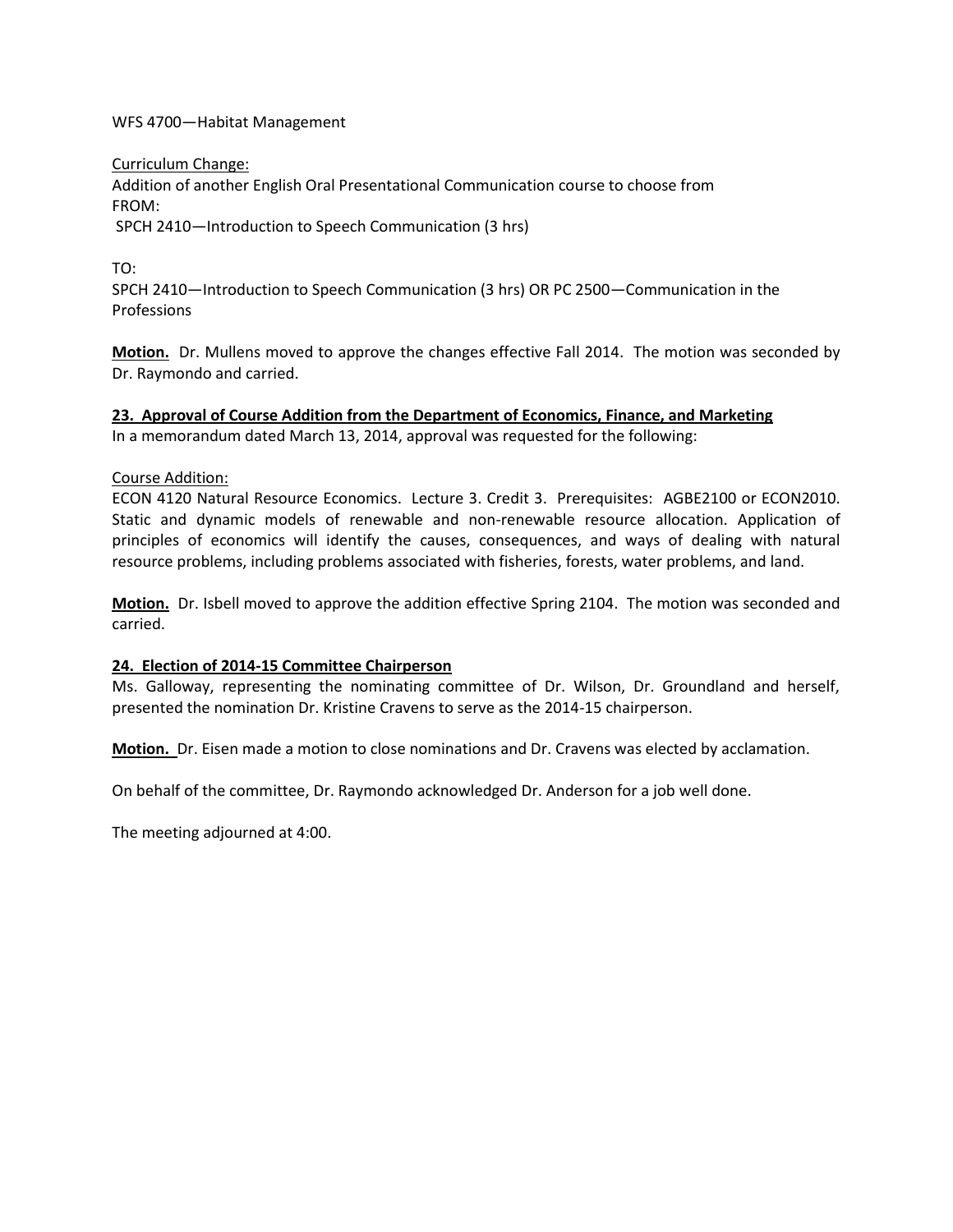WFS 4700—Habitat Management

Curriculum Change:
Addition of another English Oral Presentational Communication course to choose from
FROM:
SPCH 2410—Introduction to Speech Communication (3 hrs)

TO:
SPCH 2410—Introduction to Speech Communication (3 hrs) OR PC 2500—Communication in the Professions

**Motion.** Dr. Mullens moved to approve the changes effective Fall 2014. The motion was seconded by Dr. Raymondo and carried.

**23. Approval of Course Addition from the Department of Economics, Finance, and Marketing**

In a memorandum dated March 13, 2014, approval was requested for the following:

Course Addition:
ECON 4120 Natural Resource Economics. Lecture 3. Credit 3. Prerequisites: AGBE2100 or ECON2010. Static and dynamic models of renewable and non-renewable resource allocation. Application of principles of economics will identify the causes, consequences, and ways of dealing with natural resource problems, including problems associated with fisheries, forests, water problems, and land.

**Motion.** Dr. Isbell moved to approve the addition effective Spring 2104. The motion was seconded and carried.

**24. Election of 2014-15 Committee Chairperson**

Ms. Galloway, representing the nominating committee of Dr. Wilson, Dr. Groundland and herself, presented the nomination Dr. Kristine Cravens to serve as the 2014-15 chairperson.

**Motion.** Dr. Eisen made a motion to close nominations and Dr. Cravens was elected by acclamation.

On behalf of the committee, Dr. Raymondo acknowledged Dr. Anderson for a job well done.

The meeting adjourned at 4:00.